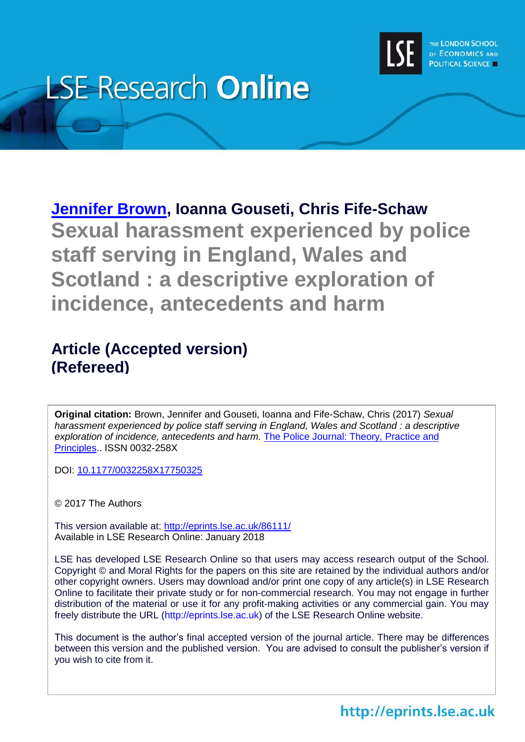LSE Research **Online**

THE LONDON SCHOOL OF ECONOMICS AND POLITICAL SCIENCE

**[Jennifer Brown](#), Ioanna Gouseti, Chris Fife-Schaw**

# Sexual harassment experienced by police staff serving in England, Wales and Scotland : a descriptive exploration of incidence, antecedents and harm

## Article (Accepted version) (Refereed)

**Original citation:** Brown, Jennifer and Gouseti, Ioanna and Fife-Schaw, Chris (2017) *Sexual harassment experienced by police staff serving in England, Wales and Scotland : a descriptive exploration of incidence, antecedents and harm.* The Police Journal: Theory, Practice and Principles.. ISSN 0032-258X

DOI: 10.1177/0032258X17750325

© 2017 The Authors

This version available at: http://eprints.lse.ac.uk/86111/
Available in LSE Research Online: January 2018

LSE has developed LSE Research Online so that users may access research output of the School. Copyright © and Moral Rights for the papers on this site are retained by the individual authors and/or other copyright owners. Users may download and/or print one copy of any article(s) in LSE Research Online to facilitate their private study or for non-commercial research. You may not engage in further distribution of the material or use it for any profit-making activities or any commercial gain. You may freely distribute the URL (http://eprints.lse.ac.uk) of the LSE Research Online website.

This document is the author's final accepted version of the journal article. There may be differences between this version and the published version. You are advised to consult the publisher's version if you wish to cite from it.

http://eprints.lse.ac.uk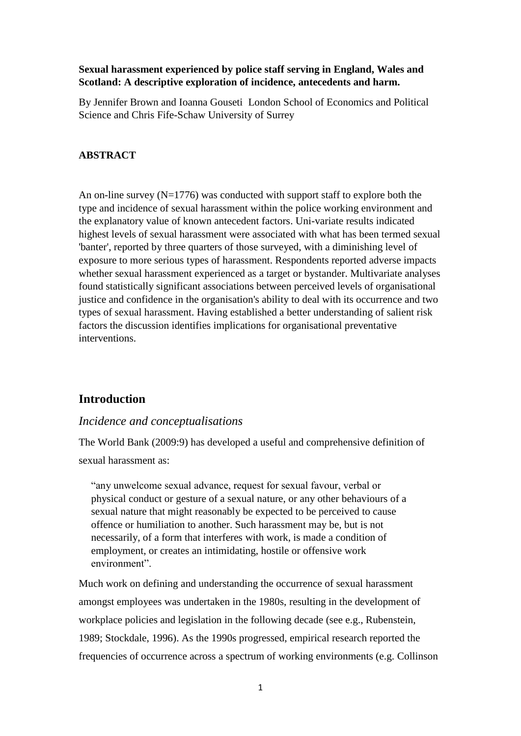**Sexual harassment experienced by police staff serving in England, Wales and Scotland: A descriptive exploration of incidence, antecedents and harm.**

By Jennifer Brown and Ioanna Gouseti London School of Economics and Political Science and Chris Fife-Schaw University of Surrey

**ABSTRACT**

An on-line survey (N=1776) was conducted with support staff to explore both the type and incidence of sexual harassment within the police working environment and the explanatory value of known antecedent factors. Uni-variate results indicated highest levels of sexual harassment were associated with what has been termed sexual 'banter', reported by three quarters of those surveyed, with a diminishing level of exposure to more serious types of harassment. Respondents reported adverse impacts whether sexual harassment experienced as a target or bystander. Multivariate analyses found statistically significant associations between perceived levels of organisational justice and confidence in the organisation's ability to deal with its occurrence and two types of sexual harassment. Having established a better understanding of salient risk factors the discussion identifies implications for organisational preventative interventions.

## Introduction

### *Incidence and conceptualisations*

The World Bank (2009:9) has developed a useful and comprehensive definition of sexual harassment as:

> "any unwelcome sexual advance, request for sexual favour, verbal or physical conduct or gesture of a sexual nature, or any other behaviours of a sexual nature that might reasonably be expected to be perceived to cause offence or humiliation to another. Such harassment may be, but is not necessarily, of a form that interferes with work, is made a condition of employment, or creates an intimidating, hostile or offensive work environment".

Much work on defining and understanding the occurrence of sexual harassment amongst employees was undertaken in the 1980s, resulting in the development of workplace policies and legislation in the following decade (see e.g., Rubenstein, 1989; Stockdale, 1996). As the 1990s progressed, empirical research reported the frequencies of occurrence across a spectrum of working environments (e.g. Collinson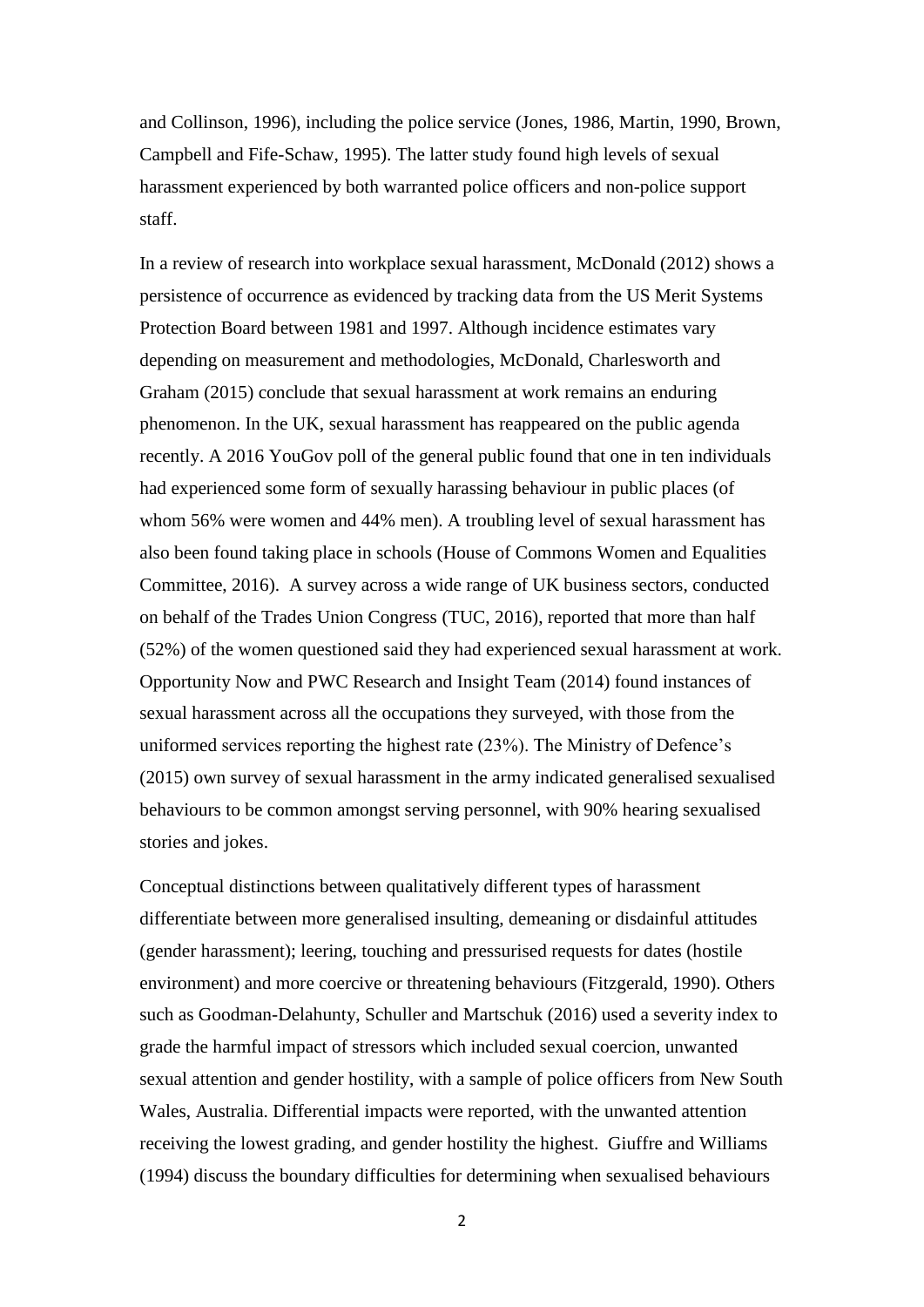and Collinson, 1996), including the police service (Jones, 1986, Martin, 1990, Brown, Campbell and Fife-Schaw, 1995). The latter study found high levels of sexual harassment experienced by both warranted police officers and non-police support staff.

In a review of research into workplace sexual harassment, McDonald (2012) shows a persistence of occurrence as evidenced by tracking data from the US Merit Systems Protection Board between 1981 and 1997. Although incidence estimates vary depending on measurement and methodologies, McDonald, Charlesworth and Graham (2015) conclude that sexual harassment at work remains an enduring phenomenon. In the UK, sexual harassment has reappeared on the public agenda recently. A 2016 YouGov poll of the general public found that one in ten individuals had experienced some form of sexually harassing behaviour in public places (of whom 56% were women and 44% men). A troubling level of sexual harassment has also been found taking place in schools (House of Commons Women and Equalities Committee, 2016). A survey across a wide range of UK business sectors, conducted on behalf of the Trades Union Congress (TUC, 2016), reported that more than half (52%) of the women questioned said they had experienced sexual harassment at work. Opportunity Now and PWC Research and Insight Team (2014) found instances of sexual harassment across all the occupations they surveyed, with those from the uniformed services reporting the highest rate (23%). The Ministry of Defence's (2015) own survey of sexual harassment in the army indicated generalised sexualised behaviours to be common amongst serving personnel, with 90% hearing sexualised stories and jokes.

Conceptual distinctions between qualitatively different types of harassment differentiate between more generalised insulting, demeaning or disdainful attitudes (gender harassment); leering, touching and pressurised requests for dates (hostile environment) and more coercive or threatening behaviours (Fitzgerald, 1990). Others such as Goodman-Delahunty, Schuller and Martschuk (2016) used a severity index to grade the harmful impact of stressors which included sexual coercion, unwanted sexual attention and gender hostility, with a sample of police officers from New South Wales, Australia. Differential impacts were reported, with the unwanted attention receiving the lowest grading, and gender hostility the highest. Giuffre and Williams (1994) discuss the boundary difficulties for determining when sexualised behaviours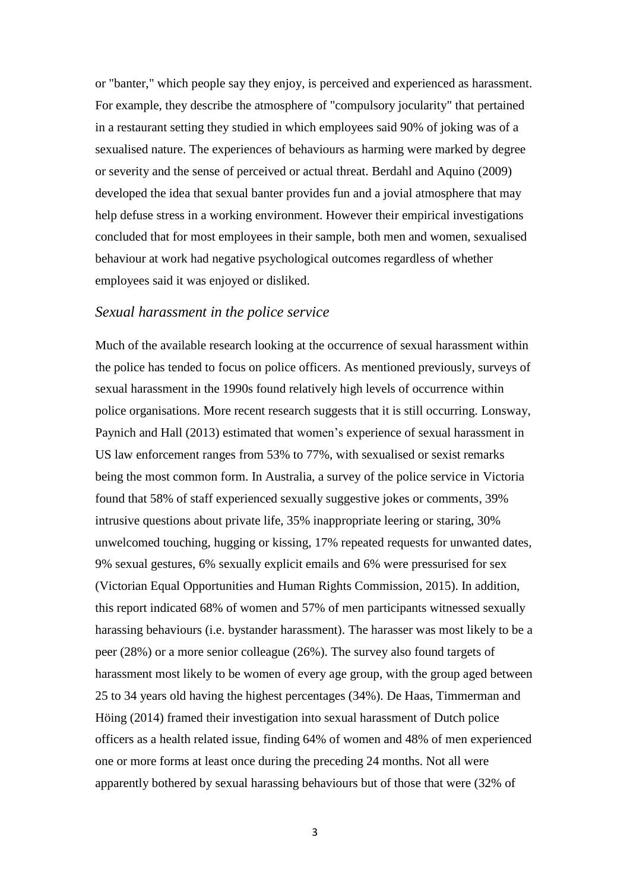or "banter," which people say they enjoy, is perceived and experienced as harassment. For example, they describe the atmosphere of "compulsory jocularity" that pertained in a restaurant setting they studied in which employees said 90% of joking was of a sexualised nature. The experiences of behaviours as harming were marked by degree or severity and the sense of perceived or actual threat. Berdahl and Aquino (2009) developed the idea that sexual banter provides fun and a jovial atmosphere that may help defuse stress in a working environment. However their empirical investigations concluded that for most employees in their sample, both men and women, sexualised behaviour at work had negative psychological outcomes regardless of whether employees said it was enjoyed or disliked.

### *Sexual harassment in the police service*

Much of the available research looking at the occurrence of sexual harassment within the police has tended to focus on police officers. As mentioned previously, surveys of sexual harassment in the 1990s found relatively high levels of occurrence within police organisations. More recent research suggests that it is still occurring. Lonsway, Paynich and Hall (2013) estimated that women's experience of sexual harassment in US law enforcement ranges from 53% to 77%, with sexualised or sexist remarks being the most common form. In Australia, a survey of the police service in Victoria found that 58% of staff experienced sexually suggestive jokes or comments, 39% intrusive questions about private life, 35% inappropriate leering or staring, 30% unwelcomed touching, hugging or kissing, 17% repeated requests for unwanted dates, 9% sexual gestures, 6% sexually explicit emails and 6% were pressurised for sex (Victorian Equal Opportunities and Human Rights Commission, 2015). In addition, this report indicated 68% of women and 57% of men participants witnessed sexually harassing behaviours (i.e. bystander harassment). The harasser was most likely to be a peer (28%) or a more senior colleague (26%). The survey also found targets of harassment most likely to be women of every age group, with the group aged between 25 to 34 years old having the highest percentages (34%). De Haas, Timmerman and Höing (2014) framed their investigation into sexual harassment of Dutch police officers as a health related issue, finding 64% of women and 48% of men experienced one or more forms at least once during the preceding 24 months. Not all were apparently bothered by sexual harassing behaviours but of those that were (32% of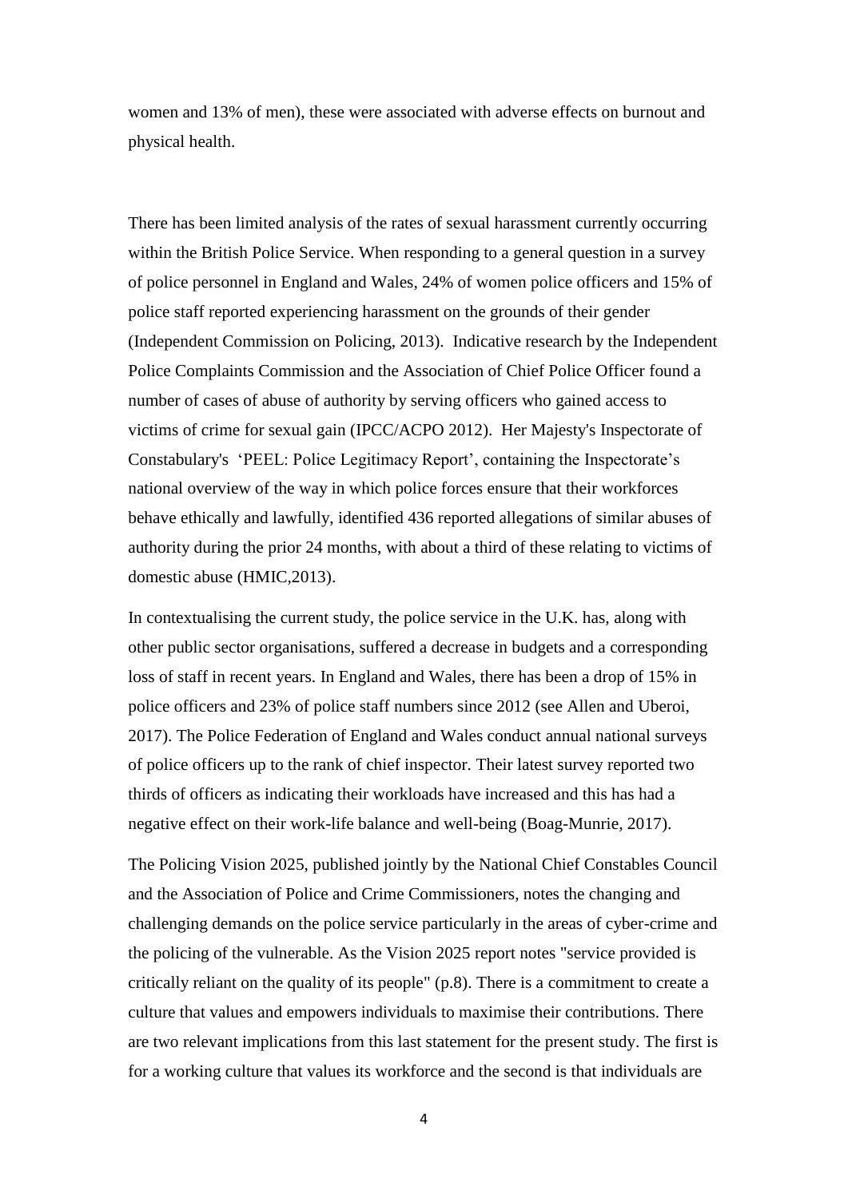women and 13% of men), these were associated with adverse effects on burnout and physical health.

There has been limited analysis of the rates of sexual harassment currently occurring within the British Police Service. When responding to a general question in a survey of police personnel in England and Wales, 24% of women police officers and 15% of police staff reported experiencing harassment on the grounds of their gender (Independent Commission on Policing, 2013). Indicative research by the Independent Police Complaints Commission and the Association of Chief Police Officer found a number of cases of abuse of authority by serving officers who gained access to victims of crime for sexual gain (IPCC/ACPO 2012). Her Majesty's Inspectorate of Constabulary's 'PEEL: Police Legitimacy Report', containing the Inspectorate's national overview of the way in which police forces ensure that their workforces behave ethically and lawfully, identified 436 reported allegations of similar abuses of authority during the prior 24 months, with about a third of these relating to victims of domestic abuse (HMIC,2013).

In contextualising the current study, the police service in the U.K. has, along with other public sector organisations, suffered a decrease in budgets and a corresponding loss of staff in recent years. In England and Wales, there has been a drop of 15% in police officers and 23% of police staff numbers since 2012 (see Allen and Uberoi, 2017). The Police Federation of England and Wales conduct annual national surveys of police officers up to the rank of chief inspector. Their latest survey reported two thirds of officers as indicating their workloads have increased and this has had a negative effect on their work-life balance and well-being (Boag-Munrie, 2017).

The Policing Vision 2025, published jointly by the National Chief Constables Council and the Association of Police and Crime Commissioners, notes the changing and challenging demands on the police service particularly in the areas of cyber-crime and the policing of the vulnerable. As the Vision 2025 report notes "service provided is critically reliant on the quality of its people" (p.8). There is a commitment to create a culture that values and empowers individuals to maximise their contributions. There are two relevant implications from this last statement for the present study. The first is for a working culture that values its workforce and the second is that individuals are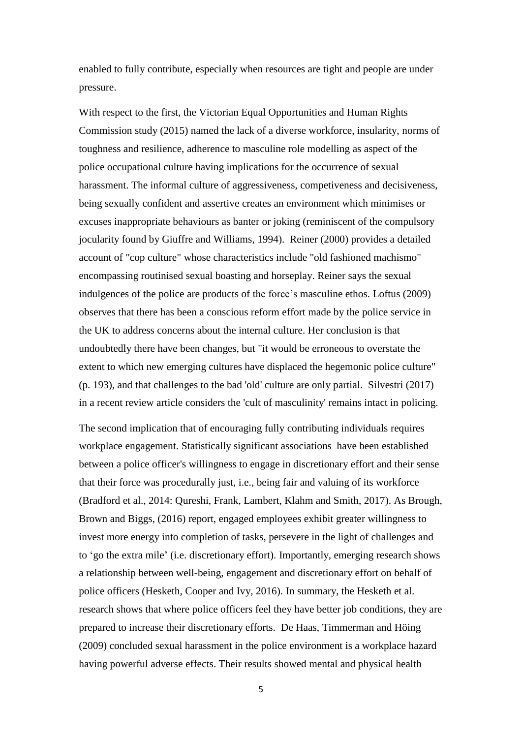enabled to fully contribute, especially when resources are tight and people are under pressure.

With respect to the first, the Victorian Equal Opportunities and Human Rights Commission study (2015) named the lack of a diverse workforce, insularity, norms of toughness and resilience, adherence to masculine role modelling as aspect of the police occupational culture having implications for the occurrence of sexual harassment. The informal culture of aggressiveness, competiveness and decisiveness, being sexually confident and assertive creates an environment which minimises or excuses inappropriate behaviours as banter or joking (reminiscent of the compulsory jocularity found by Giuffre and Williams, 1994). Reiner (2000) provides a detailed account of "cop culture" whose characteristics include "old fashioned machismo" encompassing routinised sexual boasting and horseplay. Reiner says the sexual indulgences of the police are products of the force's masculine ethos. Loftus (2009) observes that there has been a conscious reform effort made by the police service in the UK to address concerns about the internal culture. Her conclusion is that undoubtedly there have been changes, but "it would be erroneous to overstate the extent to which new emerging cultures have displaced the hegemonic police culture" (p. 193), and that challenges to the bad 'old' culture are only partial. Silvestri (2017) in a recent review article considers the 'cult of masculinity' remains intact in policing.

The second implication that of encouraging fully contributing individuals requires workplace engagement. Statistically significant associations have been established between a police officer's willingness to engage in discretionary effort and their sense that their force was procedurally just, i.e., being fair and valuing of its workforce (Bradford et al., 2014: Qureshi, Frank, Lambert, Klahm and Smith, 2017). As Brough, Brown and Biggs, (2016) report, engaged employees exhibit greater willingness to invest more energy into completion of tasks, persevere in the light of challenges and to 'go the extra mile' (i.e. discretionary effort). Importantly, emerging research shows a relationship between well-being, engagement and discretionary effort on behalf of police officers (Hesketh, Cooper and Ivy, 2016). In summary, the Hesketh et al. research shows that where police officers feel they have better job conditions, they are prepared to increase their discretionary efforts. De Haas, Timmerman and Höing (2009) concluded sexual harassment in the police environment is a workplace hazard having powerful adverse effects. Their results showed mental and physical health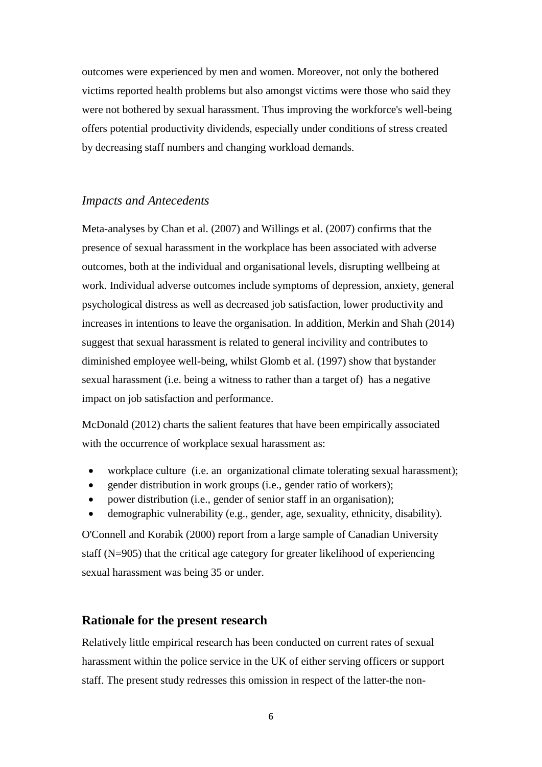outcomes were experienced by men and women. Moreover, not only the bothered victims reported health problems but also amongst victims were those who said they were not bothered by sexual harassment. Thus improving the workforce's well-being offers potential productivity dividends, especially under conditions of stress created by decreasing staff numbers and changing workload demands.

### *Impacts and Antecedents*

Meta-analyses by Chan et al. (2007) and Willings et al. (2007) confirms that the presence of sexual harassment in the workplace has been associated with adverse outcomes, both at the individual and organisational levels, disrupting wellbeing at work. Individual adverse outcomes include symptoms of depression, anxiety, general psychological distress as well as decreased job satisfaction, lower productivity and increases in intentions to leave the organisation. In addition, Merkin and Shah (2014) suggest that sexual harassment is related to general incivility and contributes to diminished employee well-being, whilst Glomb et al. (1997) show that bystander sexual harassment (i.e. being a witness to rather than a target of) has a negative impact on job satisfaction and performance.

McDonald (2012) charts the salient features that have been empirically associated with the occurrence of workplace sexual harassment as:

- workplace culture (i.e. an organizational climate tolerating sexual harassment);
- gender distribution in work groups (i.e., gender ratio of workers);
- power distribution (i.e., gender of senior staff in an organisation);
- demographic vulnerability (e.g., gender, age, sexuality, ethnicity, disability).

O'Connell and Korabik (2000) report from a large sample of Canadian University staff (N=905) that the critical age category for greater likelihood of experiencing sexual harassment was being 35 or under.

## Rationale for the present research

Relatively little empirical research has been conducted on current rates of sexual harassment within the police service in the UK of either serving officers or support staff. The present study redresses this omission in respect of the latter-the non-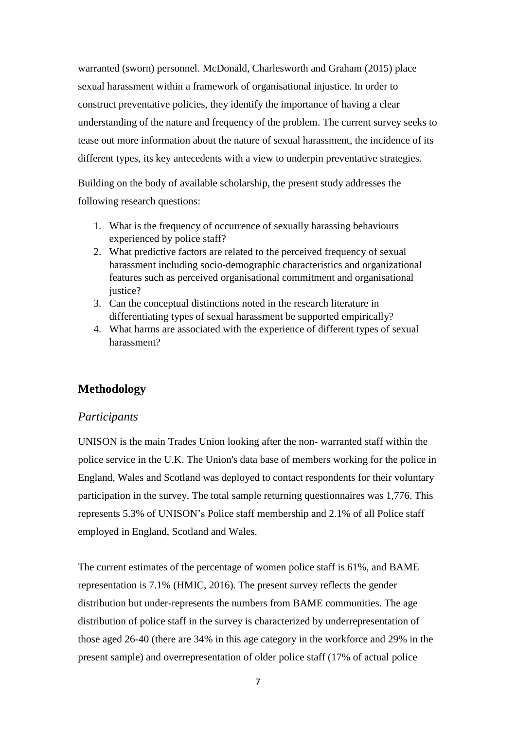warranted (sworn) personnel. McDonald, Charlesworth and Graham (2015) place sexual harassment within a framework of organisational injustice. In order to construct preventative policies, they identify the importance of having a clear understanding of the nature and frequency of the problem. The current survey seeks to tease out more information about the nature of sexual harassment, the incidence of its different types, its key antecedents with a view to underpin preventative strategies.

Building on the body of available scholarship, the present study addresses the following research questions:

1. What is the frequency of occurrence of sexually harassing behaviours experienced by police staff?
2. What predictive factors are related to the perceived frequency of sexual harassment including socio-demographic characteristics and organizational features such as perceived organisational commitment and organisational justice?
3. Can the conceptual distinctions noted in the research literature in differentiating types of sexual harassment be supported empirically?
4. What harms are associated with the experience of different types of sexual harassment?

## Methodology

### *Participants*

UNISON is the main Trades Union looking after the non- warranted staff within the police service in the U.K. The Union's data base of members working for the police in England, Wales and Scotland was deployed to contact respondents for their voluntary participation in the survey. The total sample returning questionnaires was 1,776. This represents 5.3% of UNISON's Police staff membership and 2.1% of all Police staff employed in England, Scotland and Wales.

The current estimates of the percentage of women police staff is 61%, and BAME representation is 7.1% (HMIC, 2016). The present survey reflects the gender distribution but under-represents the numbers from BAME communities. The age distribution of police staff in the survey is characterized by underrepresentation of those aged 26-40 (there are 34% in this age category in the workforce and 29% in the present sample) and overrepresentation of older police staff (17% of actual police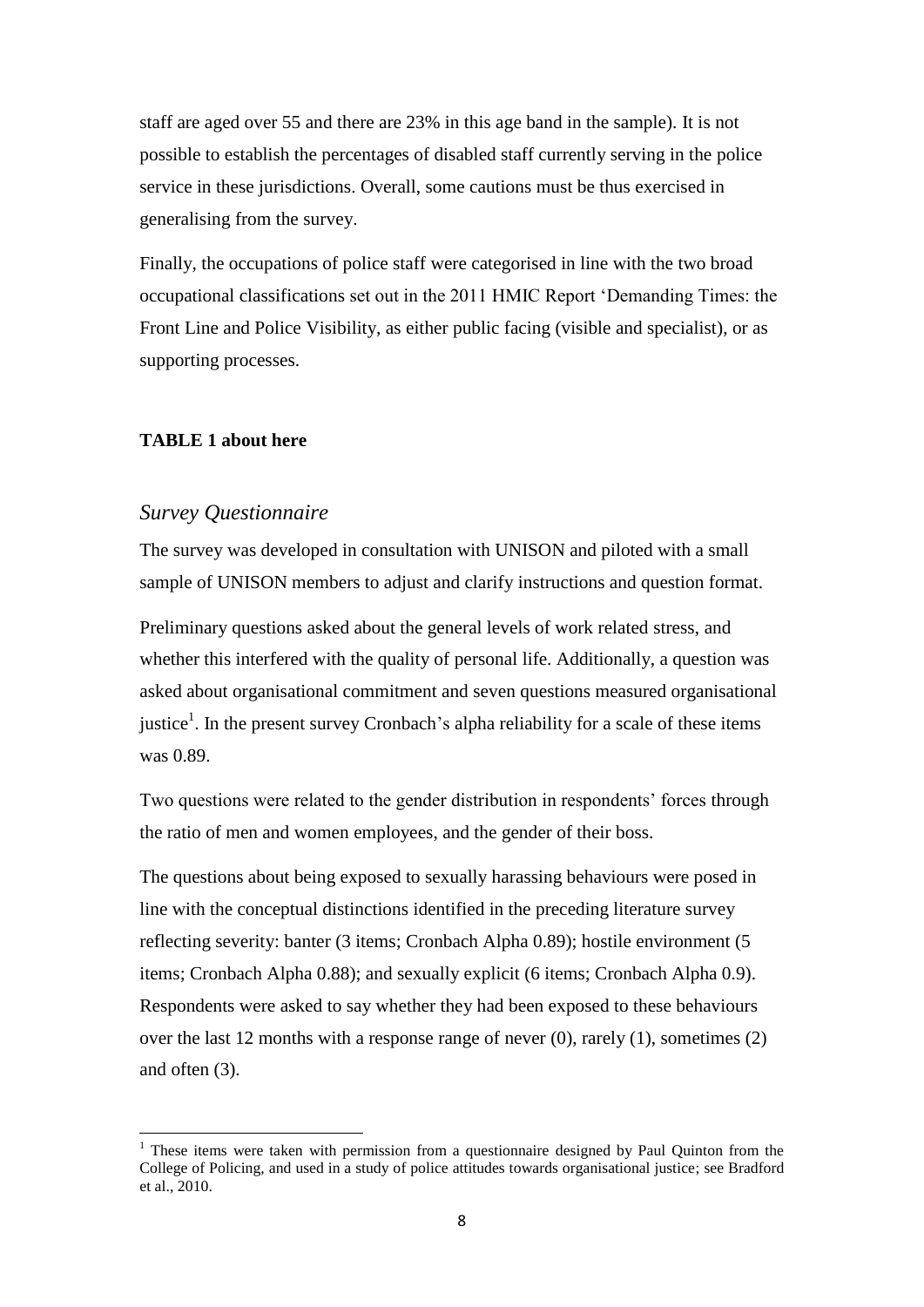staff are aged over 55 and there are 23% in this age band in the sample). It is not possible to establish the percentages of disabled staff currently serving in the police service in these jurisdictions. Overall, some cautions must be thus exercised in generalising from the survey.

Finally, the occupations of police staff were categorised in line with the two broad occupational classifications set out in the 2011 HMIC Report 'Demanding Times: the Front Line and Police Visibility, as either public facing (visible and specialist), or as supporting processes.

**TABLE 1 about here**

### *Survey Questionnaire*

The survey was developed in consultation with UNISON and piloted with a small sample of UNISON members to adjust and clarify instructions and question format.

Preliminary questions asked about the general levels of work related stress, and whether this interfered with the quality of personal life. Additionally, a question was asked about organisational commitment and seven questions measured organisational justice[1]. In the present survey Cronbach's alpha reliability for a scale of these items was 0.89.

Two questions were related to the gender distribution in respondents' forces through the ratio of men and women employees, and the gender of their boss.

The questions about being exposed to sexually harassing behaviours were posed in line with the conceptual distinctions identified in the preceding literature survey reflecting severity: banter (3 items; Cronbach Alpha 0.89); hostile environment (5 items; Cronbach Alpha 0.88); and sexually explicit (6 items; Cronbach Alpha 0.9). Respondents were asked to say whether they had been exposed to these behaviours over the last 12 months with a response range of never (0), rarely (1), sometimes (2) and often (3).

[1] These items were taken with permission from a questionnaire designed by Paul Quinton from the College of Policing, and used in a study of police attitudes towards organisational justice; see Bradford et al., 2010.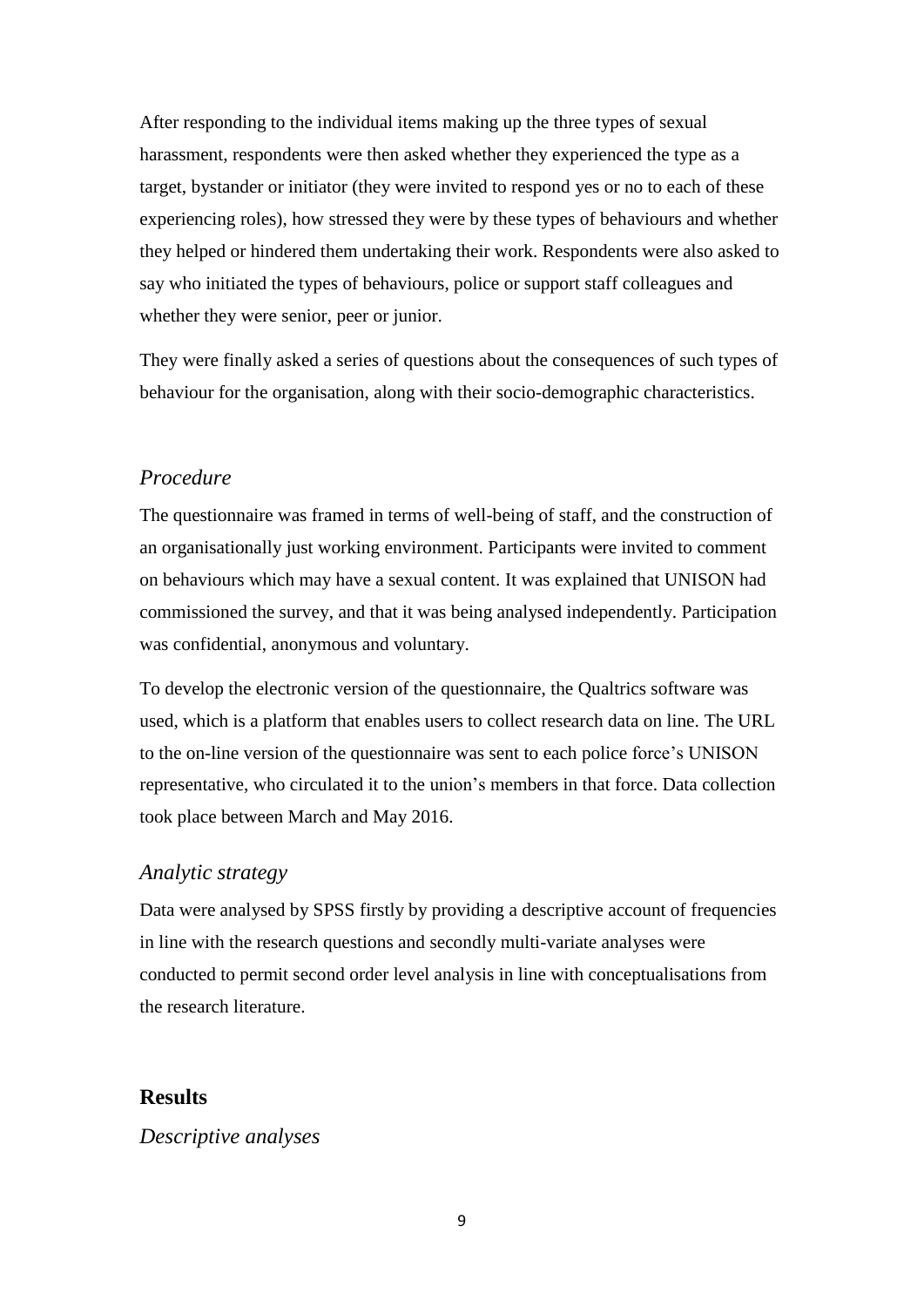After responding to the individual items making up the three types of sexual harassment, respondents were then asked whether they experienced the type as a target, bystander or initiator (they were invited to respond yes or no to each of these experiencing roles), how stressed they were by these types of behaviours and whether they helped or hindered them undertaking their work. Respondents were also asked to say who initiated the types of behaviours, police or support staff colleagues and whether they were senior, peer or junior.

They were finally asked a series of questions about the consequences of such types of behaviour for the organisation, along with their socio-demographic characteristics.

### *Procedure*

The questionnaire was framed in terms of well-being of staff, and the construction of an organisationally just working environment. Participants were invited to comment on behaviours which may have a sexual content. It was explained that UNISON had commissioned the survey, and that it was being analysed independently. Participation was confidential, anonymous and voluntary.

To develop the electronic version of the questionnaire, the Qualtrics software was used, which is a platform that enables users to collect research data on line. The URL to the on-line version of the questionnaire was sent to each police force's UNISON representative, who circulated it to the union's members in that force. Data collection took place between March and May 2016.

### *Analytic strategy*

Data were analysed by SPSS firstly by providing a descriptive account of frequencies in line with the research questions and secondly multi-variate analyses were conducted to permit second order level analysis in line with conceptualisations from the research literature.

## **Results**

### *Descriptive analyses*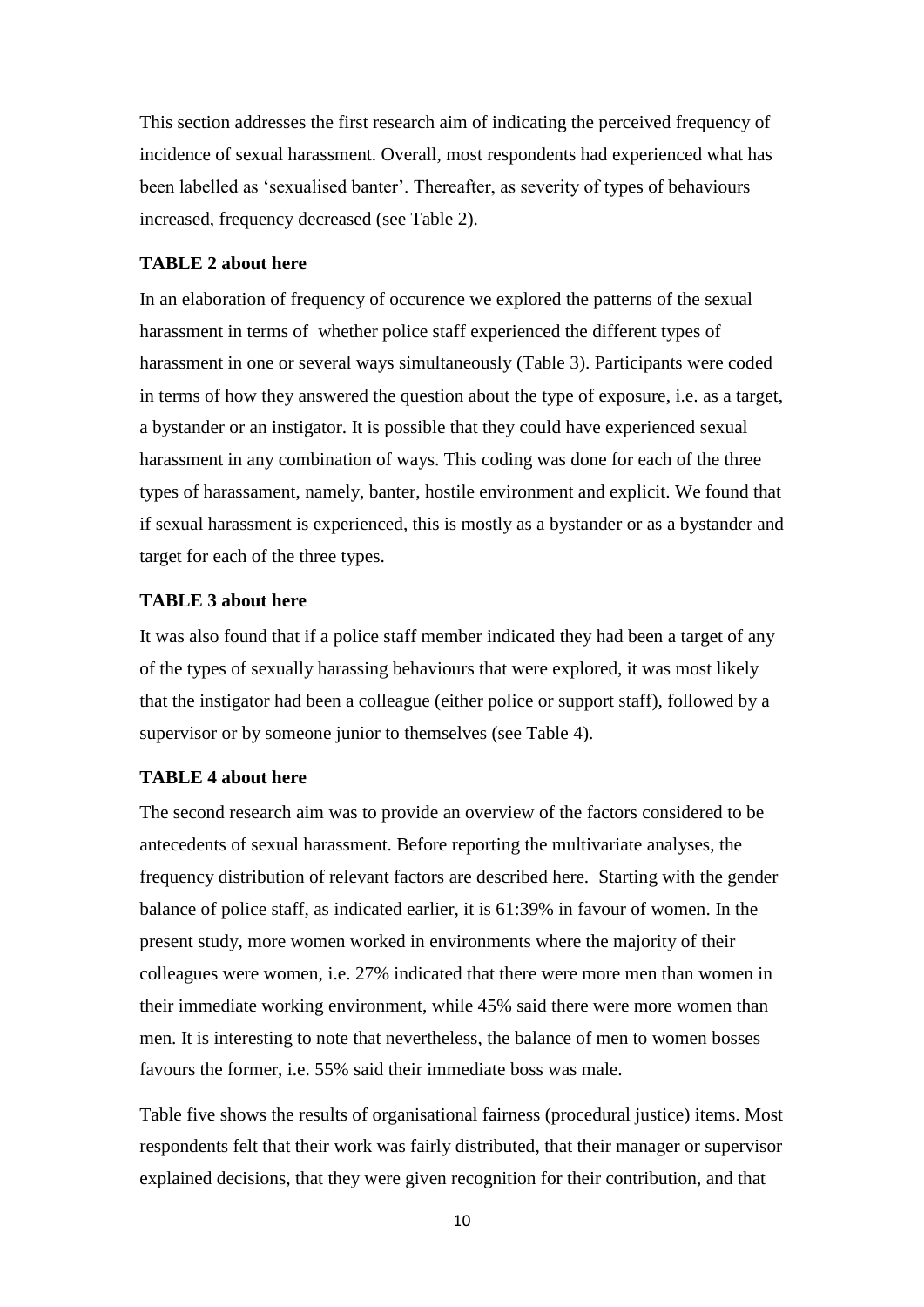This section addresses the first research aim of indicating the perceived frequency of incidence of sexual harassment. Overall, most respondents had experienced what has been labelled as 'sexualised banter'. Thereafter, as severity of types of behaviours increased, frequency decreased (see Table 2).

**TABLE 2 about here**

In an elaboration of frequency of occurence we explored the patterns of the sexual harassment in terms of whether police staff experienced the different types of harassment in one or several ways simultaneously (Table 3). Participants were coded in terms of how they answered the question about the type of exposure, i.e. as a target, a bystander or an instigator. It is possible that they could have experienced sexual harassment in any combination of ways. This coding was done for each of the three types of harassament, namely, banter, hostile environment and explicit. We found that if sexual harassment is experienced, this is mostly as a bystander or as a bystander and target for each of the three types.

**TABLE 3 about here**

It was also found that if a police staff member indicated they had been a target of any of the types of sexually harassing behaviours that were explored, it was most likely that the instigator had been a colleague (either police or support staff), followed by a supervisor or by someone junior to themselves (see Table 4).

**TABLE 4 about here**

The second research aim was to provide an overview of the factors considered to be antecedents of sexual harassment. Before reporting the multivariate analyses, the frequency distribution of relevant factors are described here. Starting with the gender balance of police staff, as indicated earlier, it is 61:39% in favour of women. In the present study, more women worked in environments where the majority of their colleagues were women, i.e. 27% indicated that there were more men than women in their immediate working environment, while 45% said there were more women than men. It is interesting to note that nevertheless, the balance of men to women bosses favours the former, i.e. 55% said their immediate boss was male.

Table five shows the results of organisational fairness (procedural justice) items. Most respondents felt that their work was fairly distributed, that their manager or supervisor explained decisions, that they were given recognition for their contribution, and that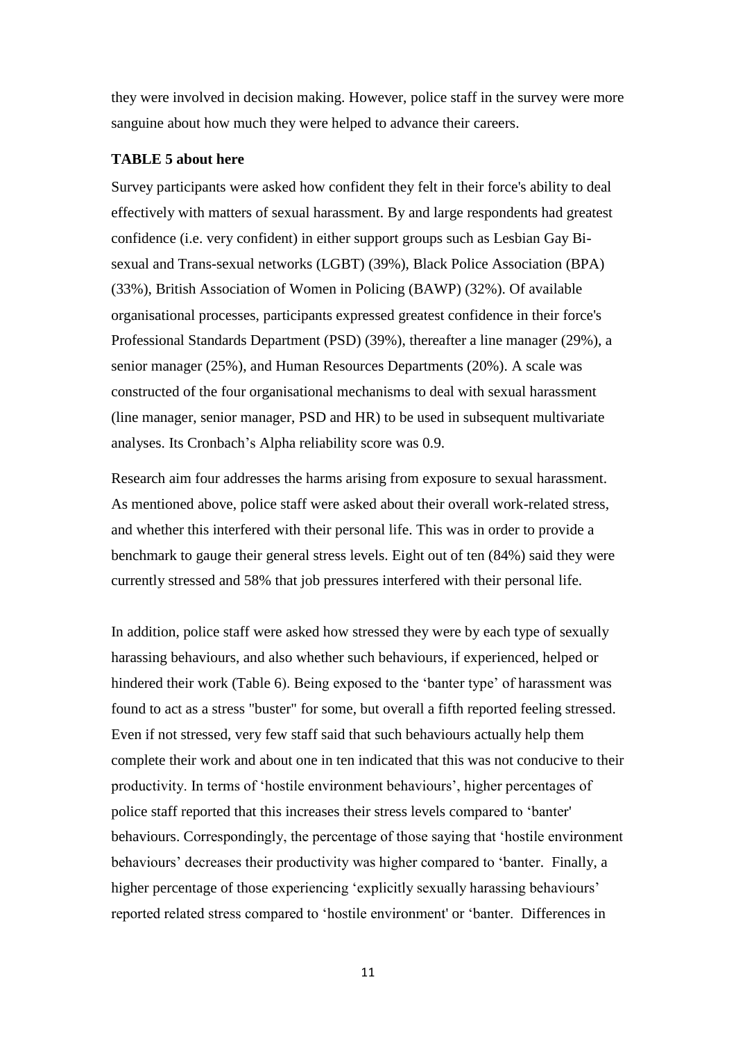they were involved in decision making. However, police staff in the survey were more sanguine about how much they were helped to advance their careers.

**TABLE 5 about here**

Survey participants were asked how confident they felt in their force's ability to deal effectively with matters of sexual harassment. By and large respondents had greatest confidence (i.e. very confident) in either support groups such as Lesbian Gay Bi-sexual and Trans-sexual networks (LGBT) (39%), Black Police Association (BPA) (33%), British Association of Women in Policing (BAWP) (32%). Of available organisational processes, participants expressed greatest confidence in their force's Professional Standards Department (PSD) (39%), thereafter a line manager (29%), a senior manager (25%), and Human Resources Departments (20%). A scale was constructed of the four organisational mechanisms to deal with sexual harassment (line manager, senior manager, PSD and HR) to be used in subsequent multivariate analyses. Its Cronbach's Alpha reliability score was 0.9.

Research aim four addresses the harms arising from exposure to sexual harassment. As mentioned above, police staff were asked about their overall work-related stress, and whether this interfered with their personal life. This was in order to provide a benchmark to gauge their general stress levels. Eight out of ten (84%) said they were currently stressed and 58% that job pressures interfered with their personal life.

In addition, police staff were asked how stressed they were by each type of sexually harassing behaviours, and also whether such behaviours, if experienced, helped or hindered their work (Table 6). Being exposed to the 'banter type' of harassment was found to act as a stress "buster" for some, but overall a fifth reported feeling stressed. Even if not stressed, very few staff said that such behaviours actually help them complete their work and about one in ten indicated that this was not conducive to their productivity. In terms of 'hostile environment behaviours', higher percentages of police staff reported that this increases their stress levels compared to 'banter' behaviours. Correspondingly, the percentage of those saying that 'hostile environment behaviours' decreases their productivity was higher compared to 'banter. Finally, a higher percentage of those experiencing 'explicitly sexually harassing behaviours' reported related stress compared to 'hostile environment' or 'banter. Differences in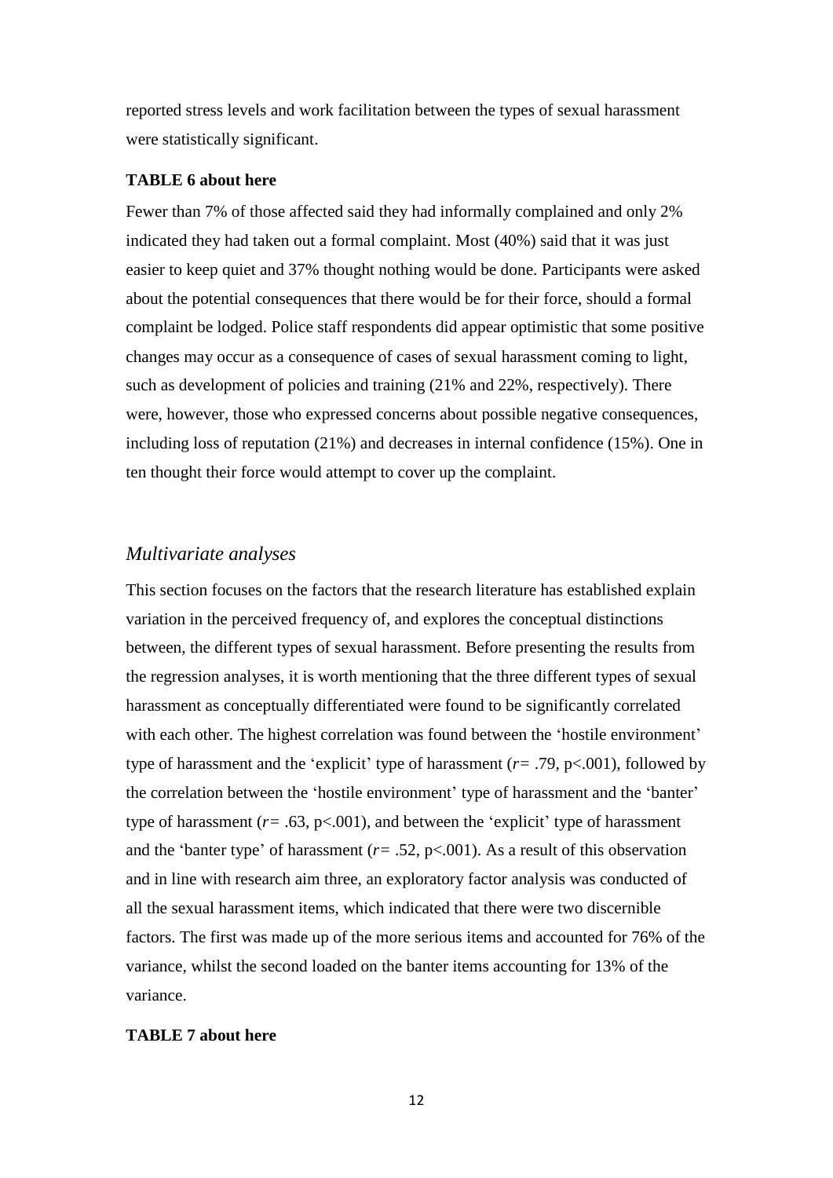reported stress levels and work facilitation between the types of sexual harassment were statistically significant.

**TABLE 6 about here**

Fewer than 7% of those affected said they had informally complained and only 2% indicated they had taken out a formal complaint. Most (40%) said that it was just easier to keep quiet and 37% thought nothing would be done. Participants were asked about the potential consequences that there would be for their force, should a formal complaint be lodged. Police staff respondents did appear optimistic that some positive changes may occur as a consequence of cases of sexual harassment coming to light, such as development of policies and training (21% and 22%, respectively). There were, however, those who expressed concerns about possible negative consequences, including loss of reputation (21%) and decreases in internal confidence (15%). One in ten thought their force would attempt to cover up the complaint.

## *Multivariate analyses*

This section focuses on the factors that the research literature has established explain variation in the perceived frequency of, and explores the conceptual distinctions between, the different types of sexual harassment. Before presenting the results from the regression analyses, it is worth mentioning that the three different types of sexual harassment as conceptually differentiated were found to be significantly correlated with each other. The highest correlation was found between the 'hostile environment' type of harassment and the 'explicit' type of harassment ($r = .79$, $p < .001$), followed by the correlation between the 'hostile environment' type of harassment and the 'banter' type of harassment ($r = .63$, $p < .001$), and between the 'explicit' type of harassment and the 'banter type' of harassment ($r = .52$, $p < .001$). As a result of this observation and in line with research aim three, an exploratory factor analysis was conducted of all the sexual harassment items, which indicated that there were two discernible factors. The first was made up of the more serious items and accounted for 76% of the variance, whilst the second loaded on the banter items accounting for 13% of the variance.

**TABLE 7 about here**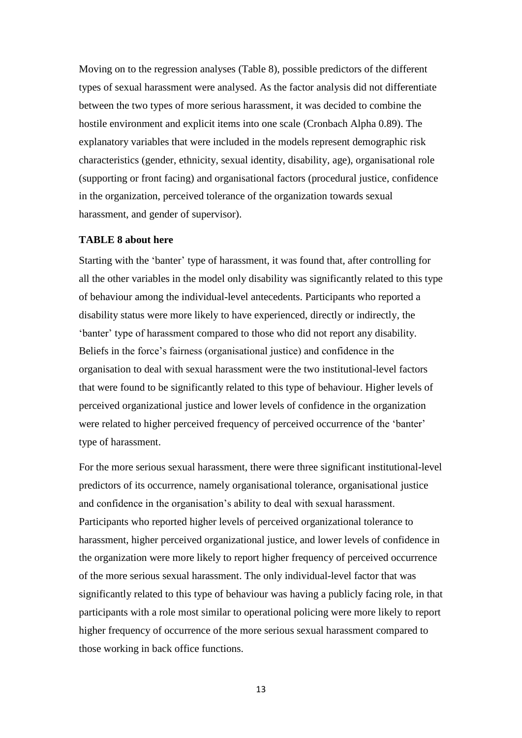Moving on to the regression analyses (Table 8), possible predictors of the different types of sexual harassment were analysed. As the factor analysis did not differentiate between the two types of more serious harassment, it was decided to combine the hostile environment and explicit items into one scale (Cronbach Alpha 0.89). The explanatory variables that were included in the models represent demographic risk characteristics (gender, ethnicity, sexual identity, disability, age), organisational role (supporting or front facing) and organisational factors (procedural justice, confidence in the organization, perceived tolerance of the organization towards sexual harassment, and gender of supervisor).

**TABLE 8 about here**

Starting with the 'banter' type of harassment, it was found that, after controlling for all the other variables in the model only disability was significantly related to this type of behaviour among the individual-level antecedents. Participants who reported a disability status were more likely to have experienced, directly or indirectly, the 'banter' type of harassment compared to those who did not report any disability. Beliefs in the force's fairness (organisational justice) and confidence in the organisation to deal with sexual harassment were the two institutional-level factors that were found to be significantly related to this type of behaviour. Higher levels of perceived organizational justice and lower levels of confidence in the organization were related to higher perceived frequency of perceived occurrence of the 'banter' type of harassment.

For the more serious sexual harassment, there were three significant institutional-level predictors of its occurrence, namely organisational tolerance, organisational justice and confidence in the organisation's ability to deal with sexual harassment. Participants who reported higher levels of perceived organizational tolerance to harassment, higher perceived organizational justice, and lower levels of confidence in the organization were more likely to report higher frequency of perceived occurrence of the more serious sexual harassment. The only individual-level factor that was significantly related to this type of behaviour was having a publicly facing role, in that participants with a role most similar to operational policing were more likely to report higher frequency of occurrence of the more serious sexual harassment compared to those working in back office functions.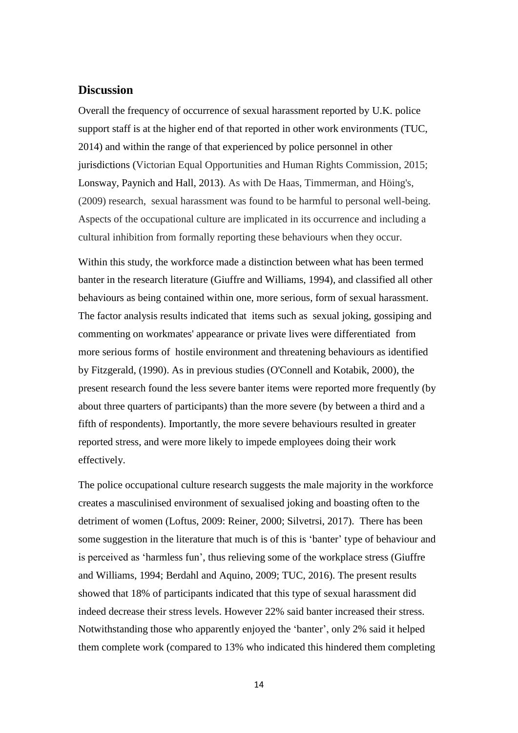## Discussion

Overall the frequency of occurrence of sexual harassment reported by U.K. police support staff is at the higher end of that reported in other work environments (TUC, 2014) and within the range of that experienced by police personnel in other jurisdictions (Victorian Equal Opportunities and Human Rights Commission, 2015; Lonsway, Paynich and Hall, 2013). As with De Haas, Timmerman, and Höing's, (2009) research, sexual harassment was found to be harmful to personal well-being. Aspects of the occupational culture are implicated in its occurrence and including a cultural inhibition from formally reporting these behaviours when they occur.

Within this study, the workforce made a distinction between what has been termed banter in the research literature (Giuffre and Williams, 1994), and classified all other behaviours as being contained within one, more serious, form of sexual harassment. The factor analysis results indicated that items such as sexual joking, gossiping and commenting on workmates' appearance or private lives were differentiated from more serious forms of hostile environment and threatening behaviours as identified by Fitzgerald, (1990). As in previous studies (O'Connell and Kotabik, 2000), the present research found the less severe banter items were reported more frequently (by about three quarters of participants) than the more severe (by between a third and a fifth of respondents). Importantly, the more severe behaviours resulted in greater reported stress, and were more likely to impede employees doing their work effectively.

The police occupational culture research suggests the male majority in the workforce creates a masculinised environment of sexualised joking and boasting often to the detriment of women (Loftus, 2009: Reiner, 2000; Silvetrsi, 2017). There has been some suggestion in the literature that much is of this is 'banter' type of behaviour and is perceived as 'harmless fun', thus relieving some of the workplace stress (Giuffre and Williams, 1994; Berdahl and Aquino, 2009; TUC, 2016). The present results showed that 18% of participants indicated that this type of sexual harassment did indeed decrease their stress levels. However 22% said banter increased their stress. Notwithstanding those who apparently enjoyed the 'banter', only 2% said it helped them complete work (compared to 13% who indicated this hindered them completing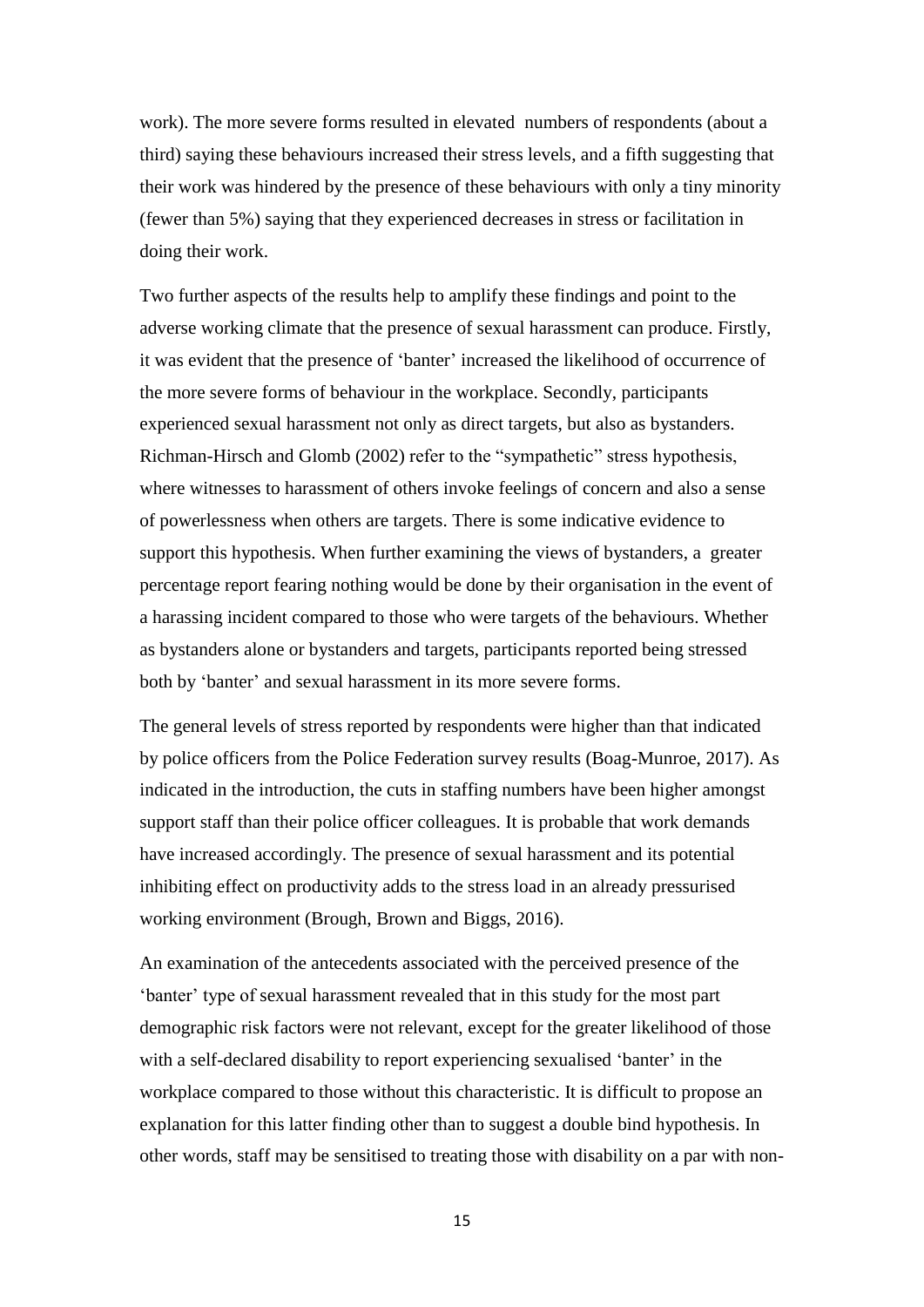work). The more severe forms resulted in elevated numbers of respondents (about a third) saying these behaviours increased their stress levels, and a fifth suggesting that their work was hindered by the presence of these behaviours with only a tiny minority (fewer than 5%) saying that they experienced decreases in stress or facilitation in doing their work.

Two further aspects of the results help to amplify these findings and point to the adverse working climate that the presence of sexual harassment can produce. Firstly, it was evident that the presence of 'banter' increased the likelihood of occurrence of the more severe forms of behaviour in the workplace. Secondly, participants experienced sexual harassment not only as direct targets, but also as bystanders. Richman-Hirsch and Glomb (2002) refer to the "sympathetic" stress hypothesis, where witnesses to harassment of others invoke feelings of concern and also a sense of powerlessness when others are targets. There is some indicative evidence to support this hypothesis. When further examining the views of bystanders, a greater percentage report fearing nothing would be done by their organisation in the event of a harassing incident compared to those who were targets of the behaviours. Whether as bystanders alone or bystanders and targets, participants reported being stressed both by 'banter' and sexual harassment in its more severe forms.

The general levels of stress reported by respondents were higher than that indicated by police officers from the Police Federation survey results (Boag-Munroe, 2017). As indicated in the introduction, the cuts in staffing numbers have been higher amongst support staff than their police officer colleagues. It is probable that work demands have increased accordingly. The presence of sexual harassment and its potential inhibiting effect on productivity adds to the stress load in an already pressurised working environment (Brough, Brown and Biggs, 2016).

An examination of the antecedents associated with the perceived presence of the 'banter' type of sexual harassment revealed that in this study for the most part demographic risk factors were not relevant, except for the greater likelihood of those with a self-declared disability to report experiencing sexualised 'banter' in the workplace compared to those without this characteristic. It is difficult to propose an explanation for this latter finding other than to suggest a double bind hypothesis. In other words, staff may be sensitised to treating those with disability on a par with non-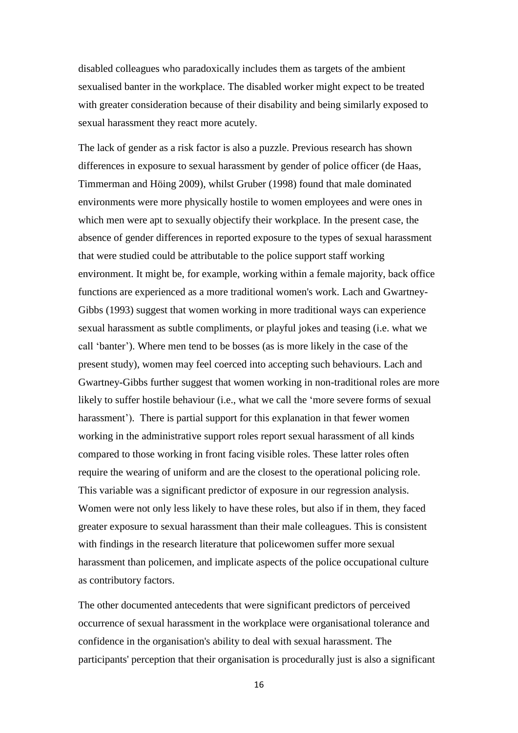disabled colleagues who paradoxically includes them as targets of the ambient sexualised banter in the workplace. The disabled worker might expect to be treated with greater consideration because of their disability and being similarly exposed to sexual harassment they react more acutely.

The lack of gender as a risk factor is also a puzzle. Previous research has shown differences in exposure to sexual harassment by gender of police officer (de Haas, Timmerman and Höing 2009), whilst Gruber (1998) found that male dominated environments were more physically hostile to women employees and were ones in which men were apt to sexually objectify their workplace. In the present case, the absence of gender differences in reported exposure to the types of sexual harassment that were studied could be attributable to the police support staff working environment. It might be, for example, working within a female majority, back office functions are experienced as a more traditional women's work. Lach and Gwartney-Gibbs (1993) suggest that women working in more traditional ways can experience sexual harassment as subtle compliments, or playful jokes and teasing (i.e. what we call 'banter'). Where men tend to be bosses (as is more likely in the case of the present study), women may feel coerced into accepting such behaviours. Lach and Gwartney-Gibbs further suggest that women working in non-traditional roles are more likely to suffer hostile behaviour (i.e., what we call the 'more severe forms of sexual harassment'). There is partial support for this explanation in that fewer women working in the administrative support roles report sexual harassment of all kinds compared to those working in front facing visible roles. These latter roles often require the wearing of uniform and are the closest to the operational policing role. This variable was a significant predictor of exposure in our regression analysis. Women were not only less likely to have these roles, but also if in them, they faced greater exposure to sexual harassment than their male colleagues. This is consistent with findings in the research literature that policewomen suffer more sexual harassment than policemen, and implicate aspects of the police occupational culture as contributory factors.

The other documented antecedents that were significant predictors of perceived occurrence of sexual harassment in the workplace were organisational tolerance and confidence in the organisation's ability to deal with sexual harassment. The participants' perception that their organisation is procedurally just is also a significant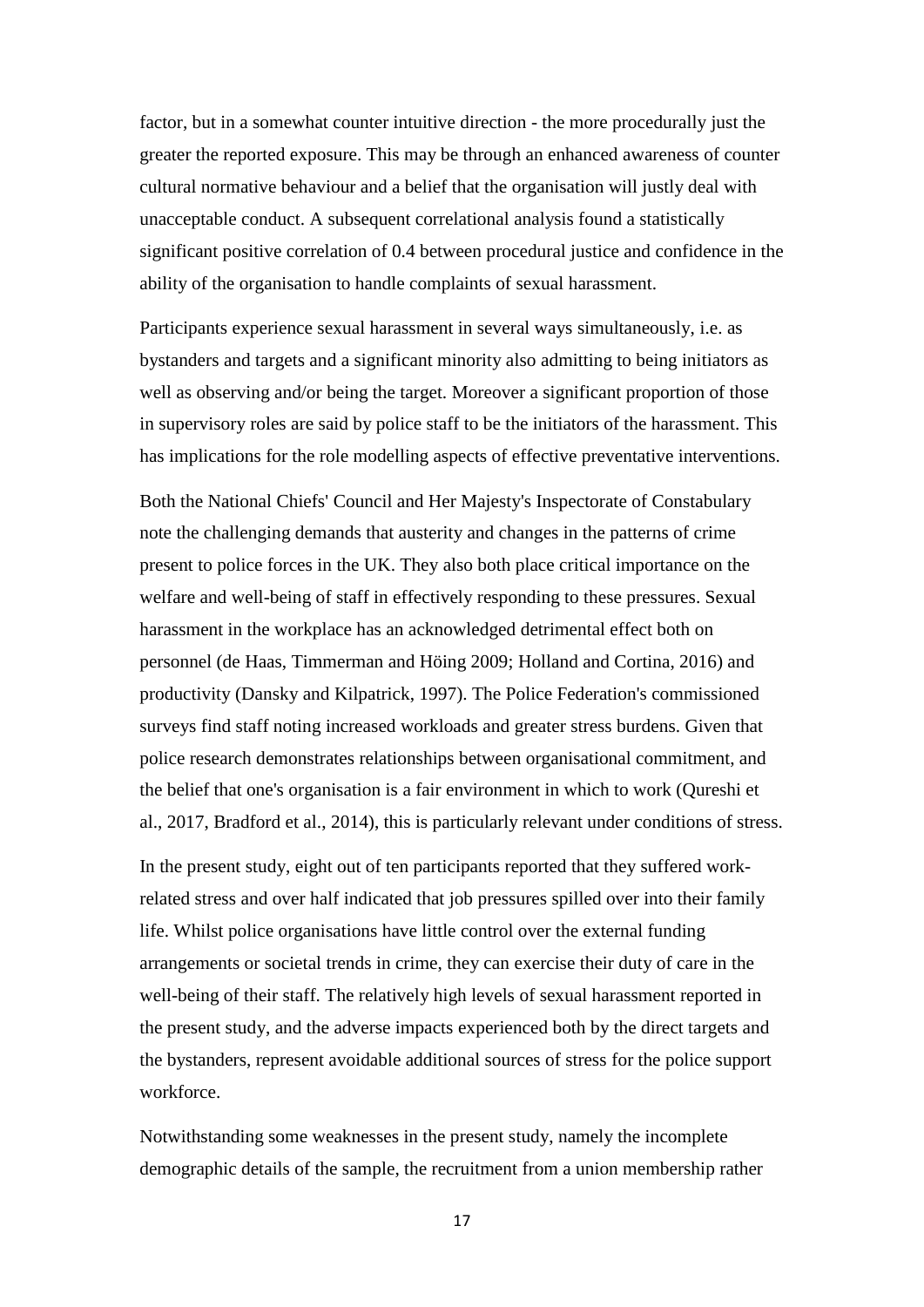factor, but in a somewhat counter intuitive direction - the more procedurally just the greater the reported exposure. This may be through an enhanced awareness of counter cultural normative behaviour and a belief that the organisation will justly deal with unacceptable conduct. A subsequent correlational analysis found a statistically significant positive correlation of 0.4 between procedural justice and confidence in the ability of the organisation to handle complaints of sexual harassment.

Participants experience sexual harassment in several ways simultaneously, i.e. as bystanders and targets and a significant minority also admitting to being initiators as well as observing and/or being the target. Moreover a significant proportion of those in supervisory roles are said by police staff to be the initiators of the harassment. This has implications for the role modelling aspects of effective preventative interventions.

Both the National Chiefs' Council and Her Majesty's Inspectorate of Constabulary note the challenging demands that austerity and changes in the patterns of crime present to police forces in the UK. They also both place critical importance on the welfare and well-being of staff in effectively responding to these pressures. Sexual harassment in the workplace has an acknowledged detrimental effect both on personnel (de Haas, Timmerman and Höing 2009; Holland and Cortina, 2016) and productivity (Dansky and Kilpatrick, 1997). The Police Federation's commissioned surveys find staff noting increased workloads and greater stress burdens. Given that police research demonstrates relationships between organisational commitment, and the belief that one's organisation is a fair environment in which to work (Qureshi et al., 2017, Bradford et al., 2014), this is particularly relevant under conditions of stress.

In the present study, eight out of ten participants reported that they suffered work-related stress and over half indicated that job pressures spilled over into their family life. Whilst police organisations have little control over the external funding arrangements or societal trends in crime, they can exercise their duty of care in the well-being of their staff. The relatively high levels of sexual harassment reported in the present study, and the adverse impacts experienced both by the direct targets and the bystanders, represent avoidable additional sources of stress for the police support workforce.

Notwithstanding some weaknesses in the present study, namely the incomplete demographic details of the sample, the recruitment from a union membership rather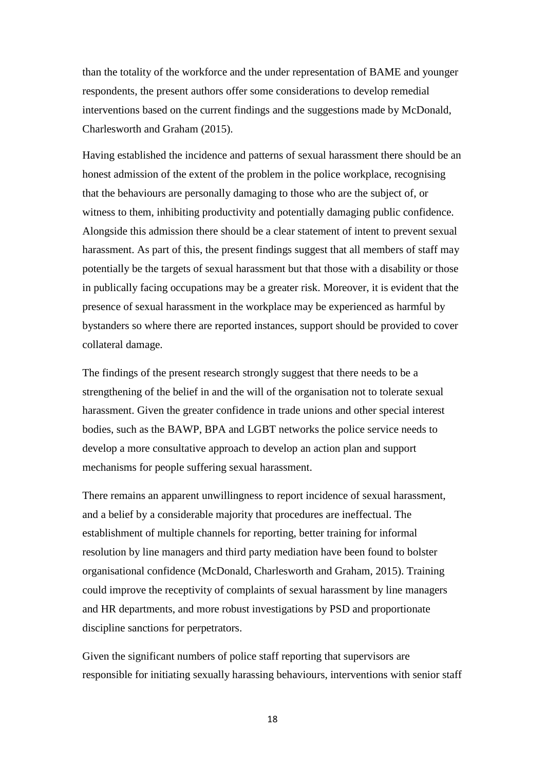than the totality of the workforce and the under representation of BAME and younger respondents, the present authors offer some considerations to develop remedial interventions based on the current findings and the suggestions made by McDonald, Charlesworth and Graham (2015).

Having established the incidence and patterns of sexual harassment there should be an honest admission of the extent of the problem in the police workplace, recognising that the behaviours are personally damaging to those who are the subject of, or witness to them, inhibiting productivity and potentially damaging public confidence. Alongside this admission there should be a clear statement of intent to prevent sexual harassment. As part of this, the present findings suggest that all members of staff may potentially be the targets of sexual harassment but that those with a disability or those in publically facing occupations may be a greater risk. Moreover, it is evident that the presence of sexual harassment in the workplace may be experienced as harmful by bystanders so where there are reported instances, support should be provided to cover collateral damage.

The findings of the present research strongly suggest that there needs to be a strengthening of the belief in and the will of the organisation not to tolerate sexual harassment. Given the greater confidence in trade unions and other special interest bodies, such as the BAWP, BPA and LGBT networks the police service needs to develop a more consultative approach to develop an action plan and support mechanisms for people suffering sexual harassment.

There remains an apparent unwillingness to report incidence of sexual harassment, and a belief by a considerable majority that procedures are ineffectual. The establishment of multiple channels for reporting, better training for informal resolution by line managers and third party mediation have been found to bolster organisational confidence (McDonald, Charlesworth and Graham, 2015). Training could improve the receptivity of complaints of sexual harassment by line managers and HR departments, and more robust investigations by PSD and proportionate discipline sanctions for perpetrators.

Given the significant numbers of police staff reporting that supervisors are responsible for initiating sexually harassing behaviours, interventions with senior staff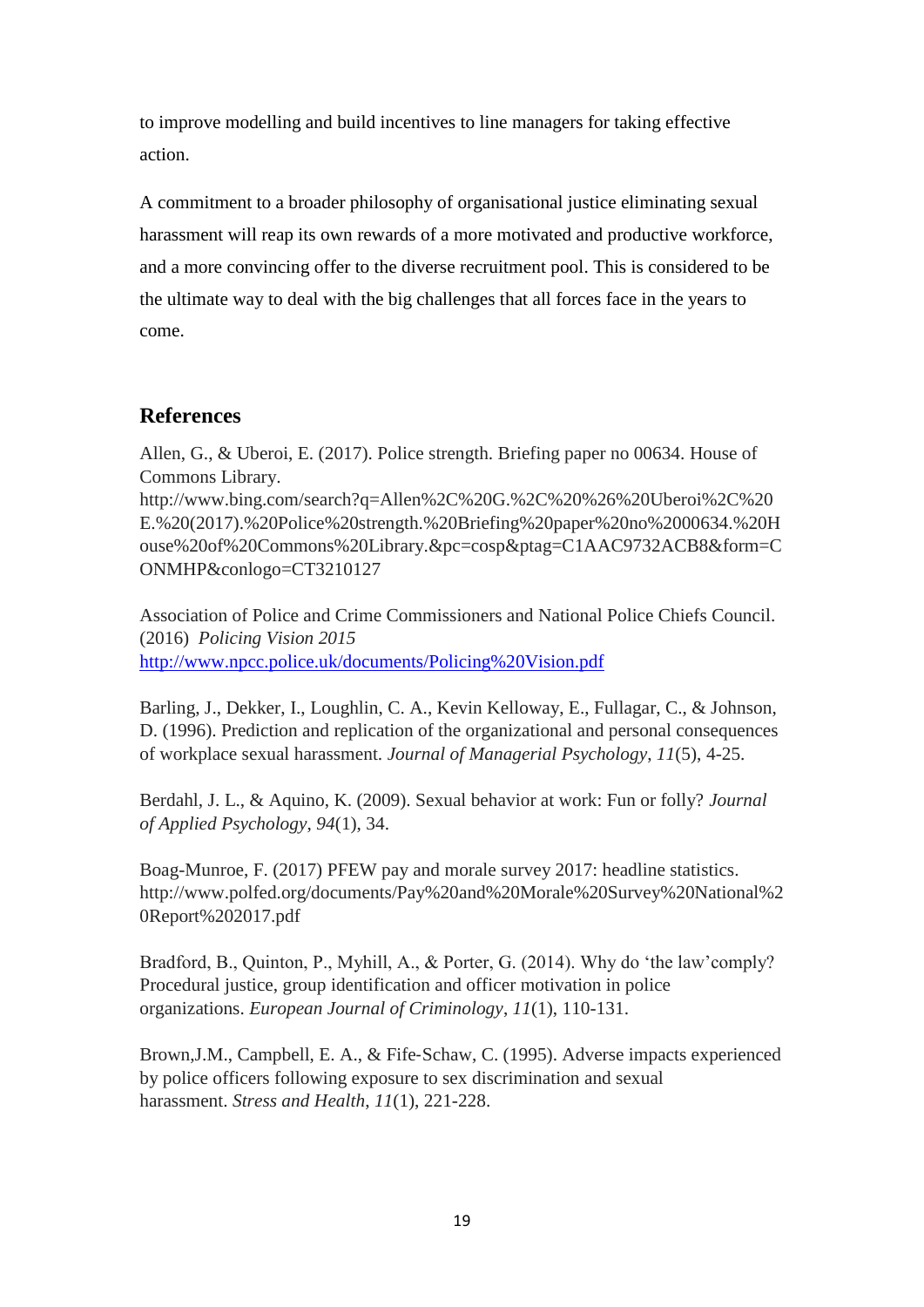to improve modelling and build incentives to line managers for taking effective action.

A commitment to a broader philosophy of organisational justice eliminating sexual harassment will reap its own rewards of a more motivated and productive workforce, and a more convincing offer to the diverse recruitment pool. This is considered to be the ultimate way to deal with the big challenges that all forces face in the years to come.

## References

Allen, G., & Uberoi, E. (2017). Police strength. Briefing paper no 00634. House of Commons Library. http://www.bing.com/search?q=Allen%2C%20G.%2C%20%26%20Uberoi%2C%20E.%20(2017).%20Police%20strength.%20Briefing%20paper%20no%2000634.%20House%20of%20Commons%20Library.&pc=cosp&ptag=C1AAC9732ACB8&form=CONMHP&conlogo=CT3210127

Association of Police and Crime Commissioners and National Police Chiefs Council. (2016) *Policing Vision 2015* http://www.npcc.police.uk/documents/Policing%20Vision.pdf

Barling, J., Dekker, I., Loughlin, C. A., Kevin Kelloway, E., Fullagar, C., & Johnson, D. (1996). Prediction and replication of the organizational and personal consequences of workplace sexual harassment. *Journal of Managerial Psychology*, *11*(5), 4-25.

Berdahl, J. L., & Aquino, K. (2009). Sexual behavior at work: Fun or folly? *Journal of Applied Psychology*, *94*(1), 34.

Boag-Munroe, F. (2017) PFEW pay and morale survey 2017: headline statistics. http://www.polfed.org/documents/Pay%20and%20Morale%20Survey%20National%20Report%202017.pdf

Bradford, B., Quinton, P., Myhill, A., & Porter, G. (2014). Why do 'the law'comply? Procedural justice, group identification and officer motivation in police organizations. *European Journal of Criminology*, *11*(1), 110-131.

Brown,J.M., Campbell, E. A., & Fife-Schaw, C. (1995). Adverse impacts experienced by police officers following exposure to sex discrimination and sexual harassment. *Stress and Health*, *11*(1), 221-228.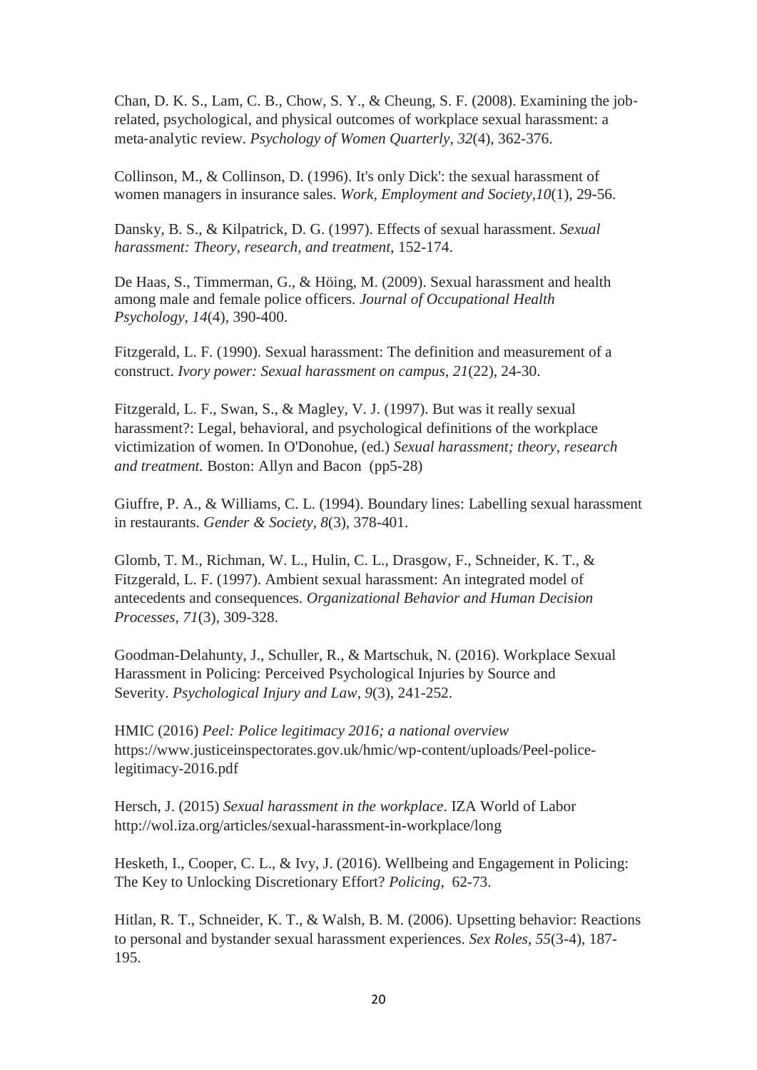Chan, D. K. S., Lam, C. B., Chow, S. Y., & Cheung, S. F. (2008). Examining the job-related, psychological, and physical outcomes of workplace sexual harassment: a meta‐analytic review. *Psychology of Women Quarterly*, *32*(4), 362-376.

Collinson, M., & Collinson, D. (1996). It's only Dick': the sexual harassment of women managers in insurance sales. *Work, Employment and Society*,*10*(1), 29-56.

Dansky, B. S., & Kilpatrick, D. G. (1997). Effects of sexual harassment. *Sexual harassment: Theory, research, and treatment*, 152-174.

De Haas, S., Timmerman, G., & Höing, M. (2009). Sexual harassment and health among male and female police officers. *Journal of Occupational Health Psychology*, *14*(4), 390-400.

Fitzgerald, L. F. (1990). Sexual harassment: The definition and measurement of a construct. *Ivory power: Sexual harassment on campus*, *21*(22), 24-30.

Fitzgerald, L. F., Swan, S., & Magley, V. J. (1997). But was it really sexual harassment?: Legal, behavioral, and psychological definitions of the workplace victimization of women. In O'Donohue, (ed.) *Sexual harassment; theory, research and treatment.* Boston: Allyn and Bacon (pp5-28)

Giuffre, P. A., & Williams, C. L. (1994). Boundary lines: Labelling sexual harassment in restaurants. *Gender & Society*, *8*(3), 378-401.

Glomb, T. M., Richman, W. L., Hulin, C. L., Drasgow, F., Schneider, K. T., & Fitzgerald, L. F. (1997). Ambient sexual harassment: An integrated model of antecedents and consequences. *Organizational Behavior and Human Decision Processes*, *71*(3), 309-328.

Goodman-Delahunty, J., Schuller, R., & Martschuk, N. (2016). Workplace Sexual Harassment in Policing: Perceived Psychological Injuries by Source and Severity. *Psychological Injury and Law*, *9*(3), 241-252.

HMIC (2016) *Peel: Police legitimacy 2016; a national overview* https://www.justiceinspectorates.gov.uk/hmic/wp-content/uploads/Peel-police-legitimacy-2016.pdf

Hersch, J. (2015) *Sexual harassment in the workplace*. IZA World of Labor http://wol.iza.org/articles/sexual-harassment-in-workplace/long

Hesketh, I., Cooper, C. L., & Ivy, J. (2016). Wellbeing and Engagement in Policing: The Key to Unlocking Discretionary Effort? *Policing*, 62-73.

Hitlan, R. T., Schneider, K. T., & Walsh, B. M. (2006). Upsetting behavior: Reactions to personal and bystander sexual harassment experiences. *Sex Roles*, *55*(3-4), 187-195.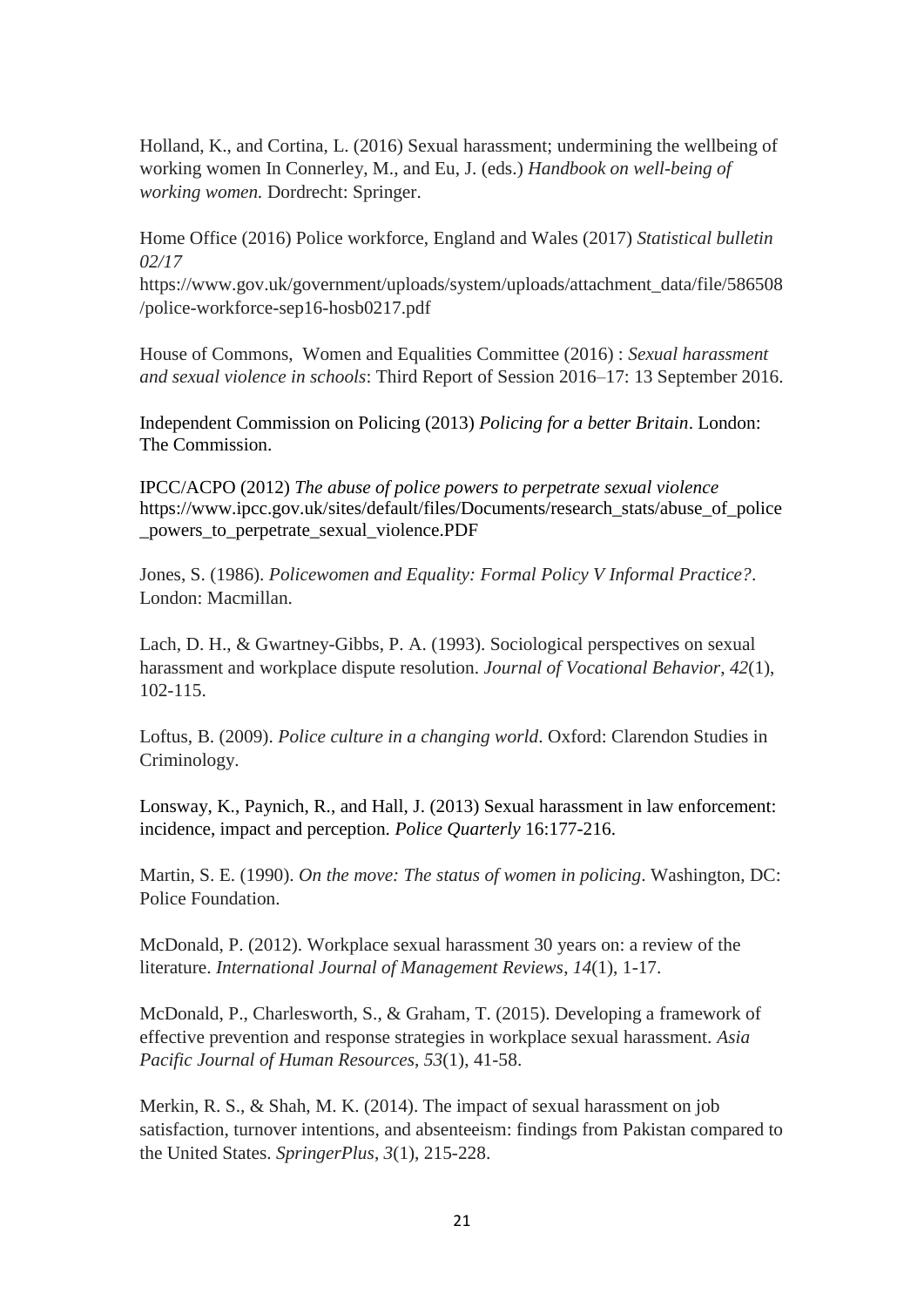Holland, K., and Cortina, L. (2016) Sexual harassment; undermining the wellbeing of working women In Connerley, M., and Eu, J. (eds.) *Handbook on well-being of working women.* Dordrecht: Springer.

Home Office (2016) Police workforce, England and Wales (2017) *Statistical bulletin 02/17* https://www.gov.uk/government/uploads/system/uploads/attachment_data/file/586508/police-workforce-sep16-hosb0217.pdf

House of Commons, Women and Equalities Committee (2016) : *Sexual harassment and sexual violence in schools*: Third Report of Session 2016–17: 13 September 2016.

Independent Commission on Policing (2013) *Policing for a better Britain*. London: The Commission.

IPCC/ACPO (2012) *The abuse of police powers to perpetrate sexual violence* https://www.ipcc.gov.uk/sites/default/files/Documents/research_stats/abuse_of_police_powers_to_perpetrate_sexual_violence.PDF

Jones, S. (1986). *Policewomen and Equality: Formal Policy V Informal Practice?*. London: Macmillan.

Lach, D. H., & Gwartney-Gibbs, P. A. (1993). Sociological perspectives on sexual harassment and workplace dispute resolution. *Journal of Vocational Behavior*, *42*(1), 102-115.

Loftus, B. (2009). *Police culture in a changing world*. Oxford: Clarendon Studies in Criminology.

Lonsway, K., Paynich, R., and Hall, J. (2013) Sexual harassment in law enforcement: incidence, impact and perception. *Police Quarterly* 16:177-216.

Martin, S. E. (1990). *On the move: The status of women in policing*. Washington, DC: Police Foundation.

McDonald, P. (2012). Workplace sexual harassment 30 years on: a review of the literature. *International Journal of Management Reviews*, *14*(1), 1-17.

McDonald, P., Charlesworth, S., & Graham, T. (2015). Developing a framework of effective prevention and response strategies in workplace sexual harassment. *Asia Pacific Journal of Human Resources*, *53*(1), 41-58.

Merkin, R. S., & Shah, M. K. (2014). The impact of sexual harassment on job satisfaction, turnover intentions, and absenteeism: findings from Pakistan compared to the United States. *SpringerPlus*, *3*(1), 215-228.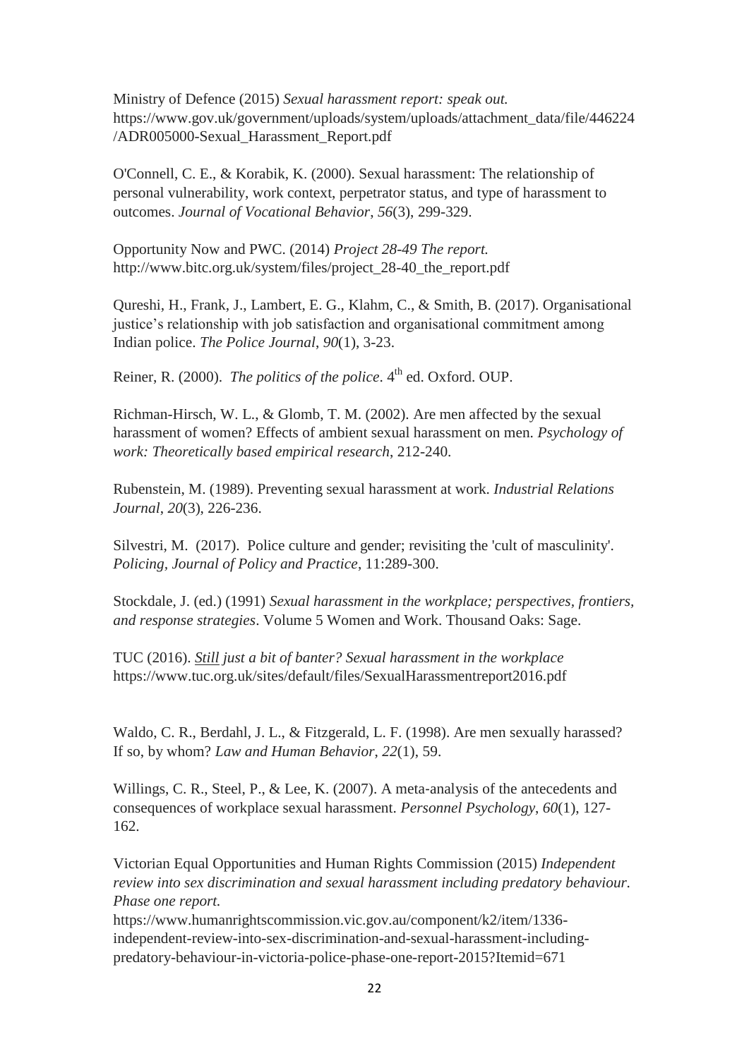Ministry of Defence (2015) *Sexual harassment report: speak out.* https://www.gov.uk/government/uploads/system/uploads/attachment_data/file/446224/ADR005000-Sexual_Harassment_Report.pdf

O'Connell, C. E., & Korabik, K. (2000). Sexual harassment: The relationship of personal vulnerability, work context, perpetrator status, and type of harassment to outcomes. *Journal of Vocational Behavior*, *56*(3), 299-329.

Opportunity Now and PWC. (2014) *Project 28-49 The report.* http://www.bitc.org.uk/system/files/project_28-40_the_report.pdf

Qureshi, H., Frank, J., Lambert, E. G., Klahm, C., & Smith, B. (2017). Organisational justice's relationship with job satisfaction and organisational commitment among Indian police. *The Police Journal*, *90*(1), 3-23.

Reiner, R. (2000). *The politics of the police*. 4th ed. Oxford. OUP.

Richman-Hirsch, W. L., & Glomb, T. M. (2002). Are men affected by the sexual harassment of women? Effects of ambient sexual harassment on men. *Psychology of work: Theoretically based empirical research*, 212-240.

Rubenstein, M. (1989). Preventing sexual harassment at work. *Industrial Relations Journal*, *20*(3), 226-236.

Silvestri, M. (2017). Police culture and gender; revisiting the 'cult of masculinity'. *Policing, Journal of Policy and Practice*, 11:289-300.

Stockdale, J. (ed.) (1991) *Sexual harassment in the workplace; perspectives, frontiers, and response strategies*. Volume 5 Women and Work. Thousand Oaks: Sage.

TUC (2016). *Still just a bit of banter? Sexual harassment in the workplace* https://www.tuc.org.uk/sites/default/files/SexualHarassmentreport2016.pdf

Waldo, C. R., Berdahl, J. L., & Fitzgerald, L. F. (1998). Are men sexually harassed? If so, by whom? *Law and Human Behavior*, *22*(1), 59.

Willings, C. R., Steel, P., & Lee, K. (2007). A meta-analysis of the antecedents and consequences of workplace sexual harassment. *Personnel Psychology*, *60*(1), 127-162.

Victorian Equal Opportunities and Human Rights Commission (2015) *Independent review into sex discrimination and sexual harassment including predatory behaviour. Phase one report.* https://www.humanrightscommission.vic.gov.au/component/k2/item/1336-independent-review-into-sex-discrimination-and-sexual-harassment-including-predatory-behaviour-in-victoria-police-phase-one-report-2015?Itemid=671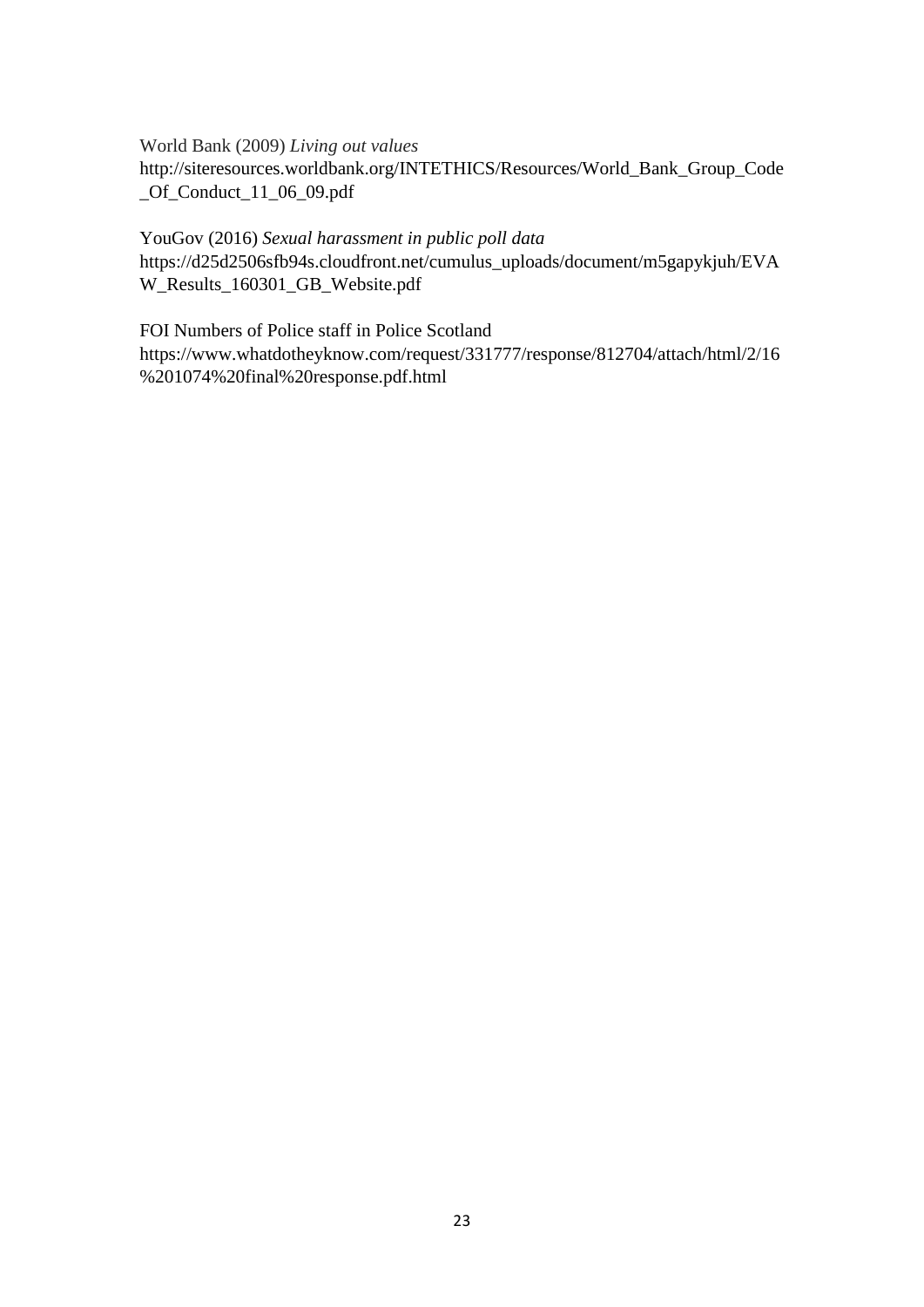World Bank (2009) *Living out values* http://siteresources.worldbank.org/INTETHICS/Resources/World_Bank_Group_Code_Of_Conduct_11_06_09.pdf

YouGov (2016) *Sexual harassment in public poll data* https://d25d2506sfb94s.cloudfront.net/cumulus_uploads/document/m5gapykjuh/EVAW_Results_160301_GB_Website.pdf

FOI Numbers of Police staff in Police Scotland https://www.whatdotheyknow.com/request/331777/response/812704/attach/html/2/16%201074%20final%20response.pdf.html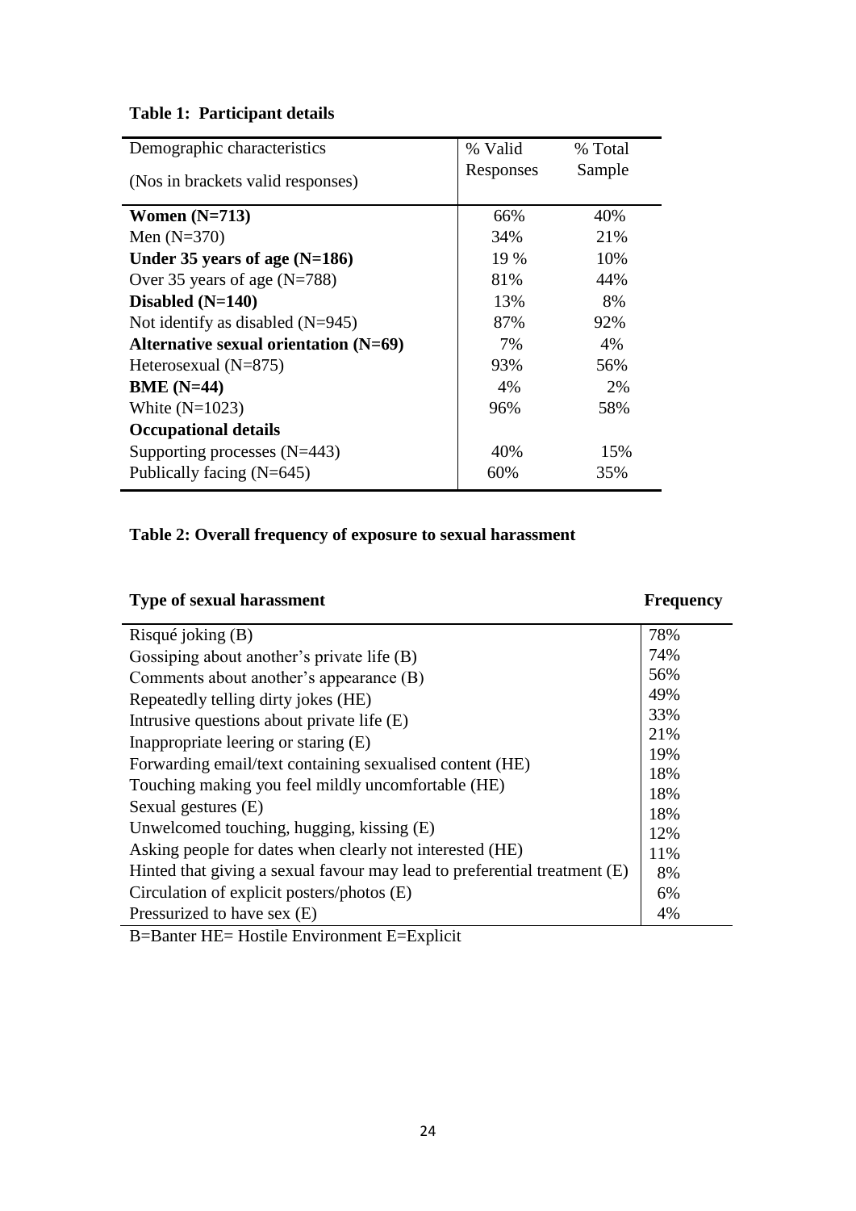**Table 1: Participant details**

| Demographic characteristics<br>(Nos in brackets valid responses) | % Valid Responses | % Total Sample |
|---|---|---|
| **Women (N=713)** | 66% | 40% |
| Men (N=370) | 34% | 21% |
| **Under 35 years of age (N=186)** | 19 % | 10% |
| Over 35 years of age (N=788) | 81% | 44% |
| **Disabled (N=140)** | 13% | 8% |
| Not identify as disabled (N=945) | 87% | 92% |
| **Alternative sexual orientation (N=69)** | 7% | 4% |
| Heterosexual (N=875) | 93% | 56% |
| **BME (N=44)** | 4% | 2% |
| White (N=1023) | 96% | 58% |
| **Occupational details** | | |
| Supporting processes (N=443) | 40% | 15% |
| Publically facing (N=645) | 60% | 35% |

**Table 2: Overall frequency of exposure to sexual harassment**

| **Type of sexual harassment** | **Frequency** |
|---|---|
| Risqué joking (B) | 78% |
| Gossiping about another's private life (B) | 74% |
| Comments about another's appearance (B) | 56% |
| Repeatedly telling dirty jokes (HE) | 49% |
| Intrusive questions about private life (E) | 33% |
| Inappropriate leering or staring (E) | 21% |
| Forwarding email/text containing sexualised content (HE) | 19% |
| Touching making you feel mildly uncomfortable (HE) | 18% |
| Sexual gestures (E) | 18% |
| Unwelcomed touching, hugging, kissing (E) | 18% |
| Asking people for dates when clearly not interested (HE) | 12% |
| Hinted that giving a sexual favour may lead to preferential treatment (E) | 11% |
| Circulation of explicit posters/photos (E) | 8% |
| Pressurized to have sex (E) | 6% |
| | 4% |

B=Banter HE= Hostile Environment E=Explicit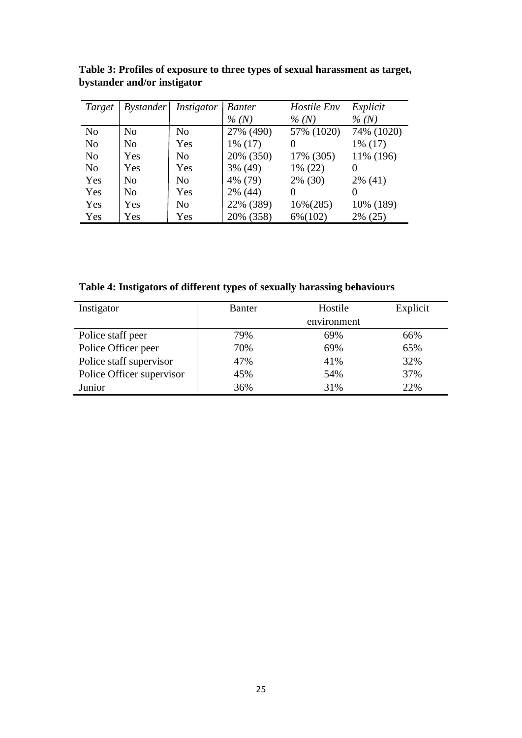**Table 3: Profiles of exposure to three types of sexual harassment as target, bystander and/or instigator**

| *Target* | *Bystander* | *Instigator* | *Banter* % (N) | *Hostile Env* % (N) | *Explicit* % (N) |
|---|---|---|---|---|---|
| No | No | No | 27% (490) | 57% (1020) | 74% (1020) |
| No | No | Yes | 1% (17) | 0 | 1% (17) |
| No | Yes | No | 20% (350) | 17% (305) | 11% (196) |
| No | Yes | Yes | 3% (49) | 1% (22) | 0 |
| Yes | No | No | 4% (79) | 2% (30) | 2% (41) |
| Yes | No | Yes | 2% (44) | 0 | 0 |
| Yes | Yes | No | 22% (389) | 16%(285) | 10% (189) |
| Yes | Yes | Yes | 20% (358) | 6%(102) | 2% (25) |

**Table 4: Instigators of different types of sexually harassing behaviours**

| Instigator | Banter | Hostile environment | Explicit |
|---|---|---|---|
| Police staff peer | 79% | 69% | 66% |
| Police Officer peer | 70% | 69% | 65% |
| Police staff supervisor | 47% | 41% | 32% |
| Police Officer supervisor | 45% | 54% | 37% |
| Junior | 36% | 31% | 22% |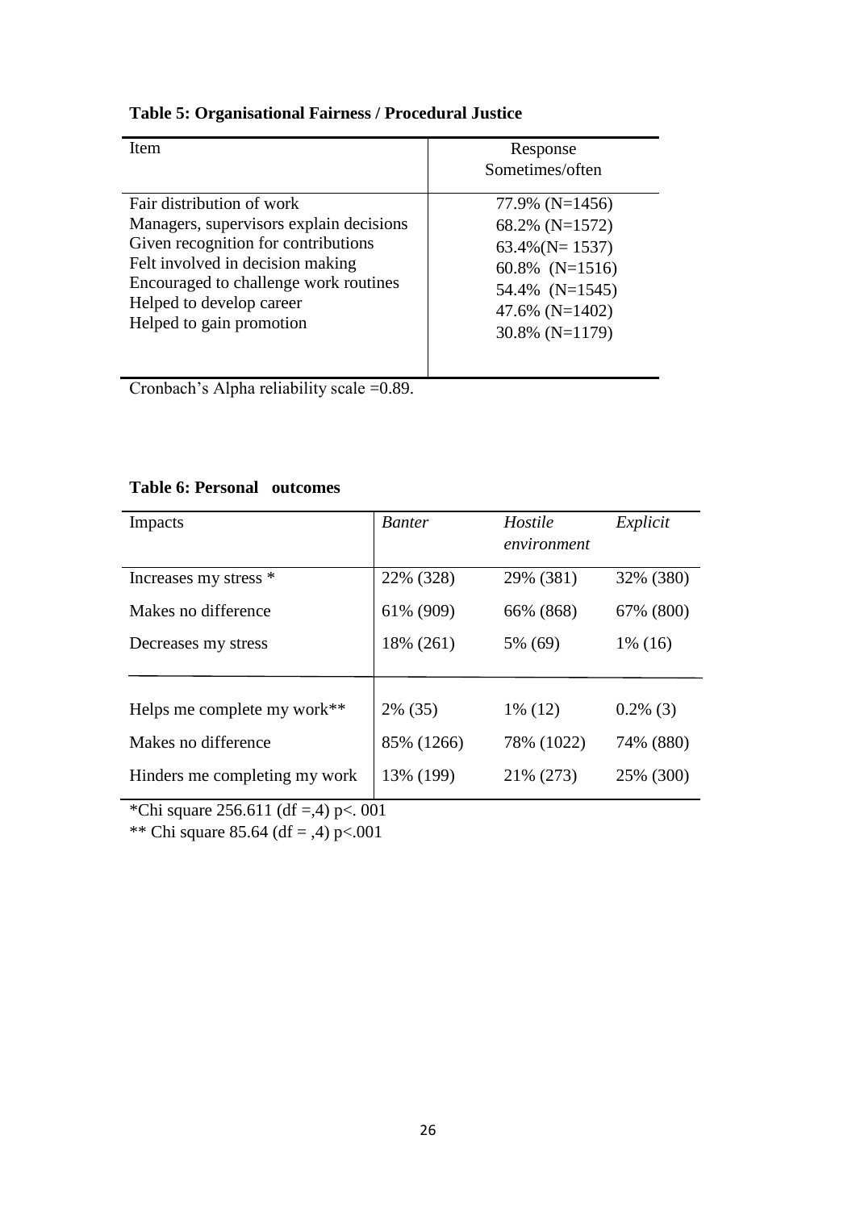**Table 5: Organisational Fairness / Procedural Justice**

| Item | Response Sometimes/often |
|---|---|
| Fair distribution of work | 77.9% (N=1456) |
| Managers, supervisors explain decisions | 68.2% (N=1572) |
| Given recognition for contributions | 63.4%(N= 1537) |
| Felt involved in decision making | 60.8% (N=1516) |
| Encouraged to challenge work routines | 54.4% (N=1545) |
| Helped to develop career | 47.6% (N=1402) |
| Helped to gain promotion | 30.8% (N=1179) |

Cronbach's Alpha reliability scale =0.89.

**Table 6: Personal outcomes**

| Impacts | *Banter* | *Hostile environment* | *Explicit* |
|---|---|---|---|
| Increases my stress * | 22% (328) | 29% (381) | 32% (380) |
| Makes no difference | 61% (909) | 66% (868) | 67% (800) |
| Decreases my stress | 18% (261) | 5% (69) | 1% (16) |
| Helps me complete my work** | 2% (35) | 1% (12) | 0.2% (3) |
| Makes no difference | 85% (1266) | 78% (1022) | 74% (880) |
| Hinders me completing my work | 13% (199) | 21% (273) | 25% (300) |

*Chi square 256.611 (df =,4) p<. 001

** Chi square 85.64 (df = ,4) p<.001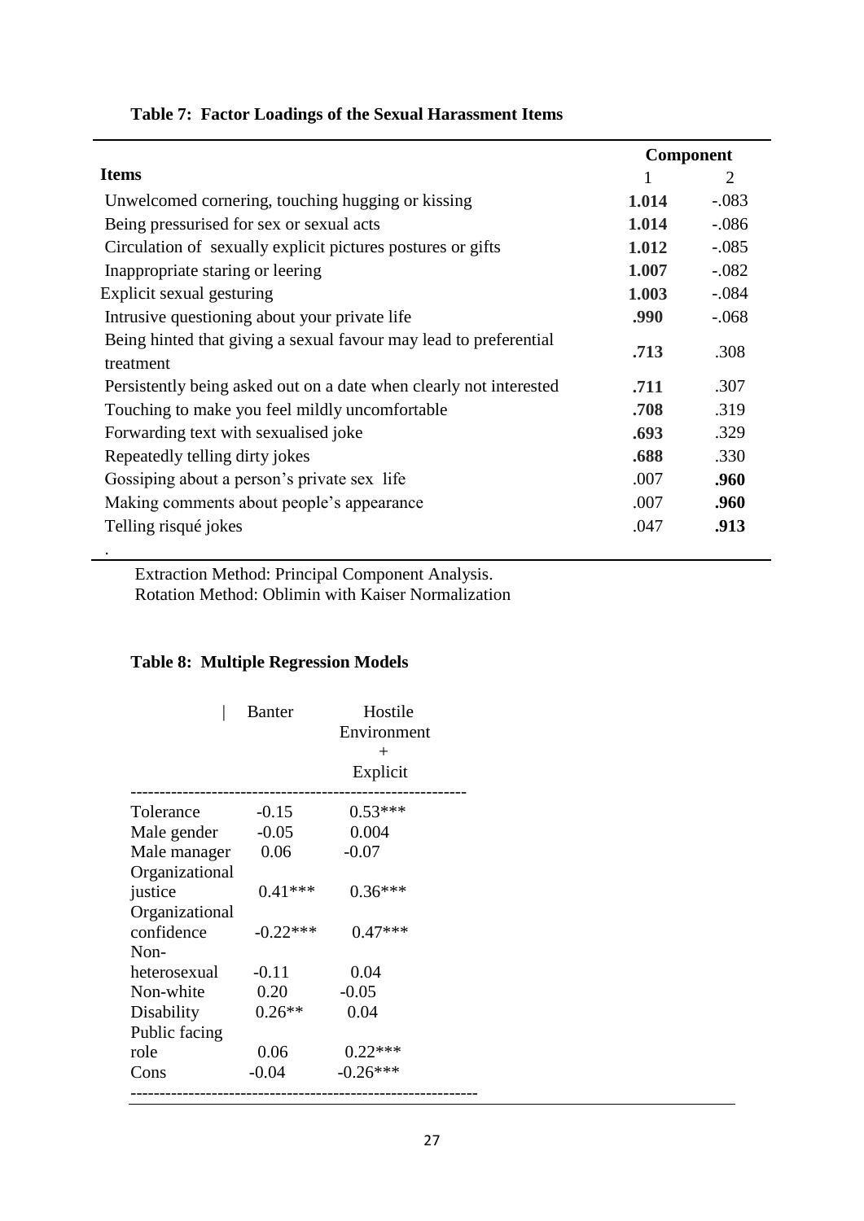**Table 7: Factor Loadings of the Sexual Harassment Items**

| Items | Component | |
|---|---|---|
| | 1 | 2 |
| Unwelcomed cornering, touching hugging or kissing | **1.014** | -.083 |
| Being pressurised for sex or sexual acts | **1.014** | -.086 |
| Circulation of sexually explicit pictures postures or gifts | **1.012** | -.085 |
| Inappropriate staring or leering | **1.007** | -.082 |
| Explicit sexual gesturing | **1.003** | -.084 |
| Intrusive questioning about your private life | **.990** | -.068 |
| Being hinted that giving a sexual favour may lead to preferential treatment | **.713** | .308 |
| Persistently being asked out on a date when clearly not interested | **.711** | .307 |
| Touching to make you feel mildly uncomfortable | **.708** | .319 |
| Forwarding text with sexualised joke | **.693** | .329 |
| Repeatedly telling dirty jokes | **.688** | .330 |
| Gossiping about a person's private sex life | .007 | **.960** |
| Making comments about people's appearance | .007 | **.960** |
| Telling risqué jokes | .047 | **.913** |

Extraction Method: Principal Component Analysis.
Rotation Method: Oblimin with Kaiser Normalization

**Table 8: Multiple Regression Models**

| | Banter | Hostile Environment + Explicit |
|---|---|---|
| Tolerance | -0.15 | 0.53*** |
| Male gender | -0.05 | 0.004 |
| Male manager | 0.06 | -0.07 |
| Organizational justice | 0.41*** | 0.36*** |
| Organizational confidence | -0.22*** | 0.47*** |
| Non-heterosexual | -0.11 | 0.04 |
| Non-white | 0.20 | -0.05 |
| Disability | 0.26** | 0.04 |
| Public facing role | 0.06 | 0.22*** |
| Cons | -0.04 | -0.26*** |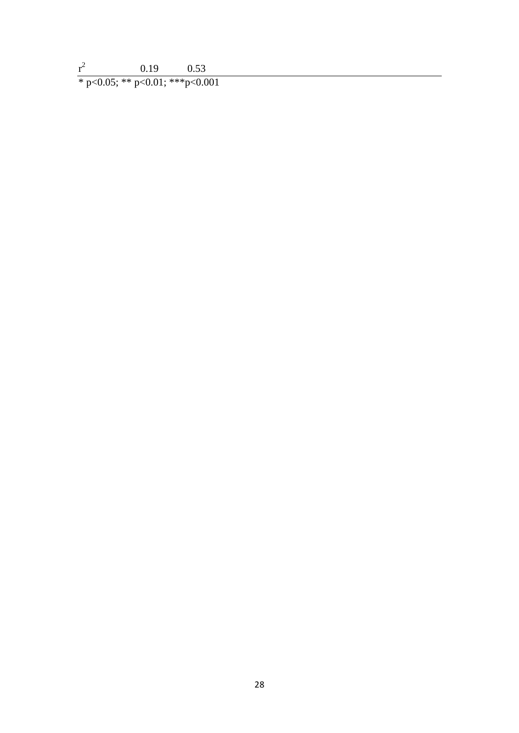| | | |
|---|---|---|
| $r^2$ | 0.19 | 0.53 |

\* p<0.05; ** p<0.01; ***p<0.001